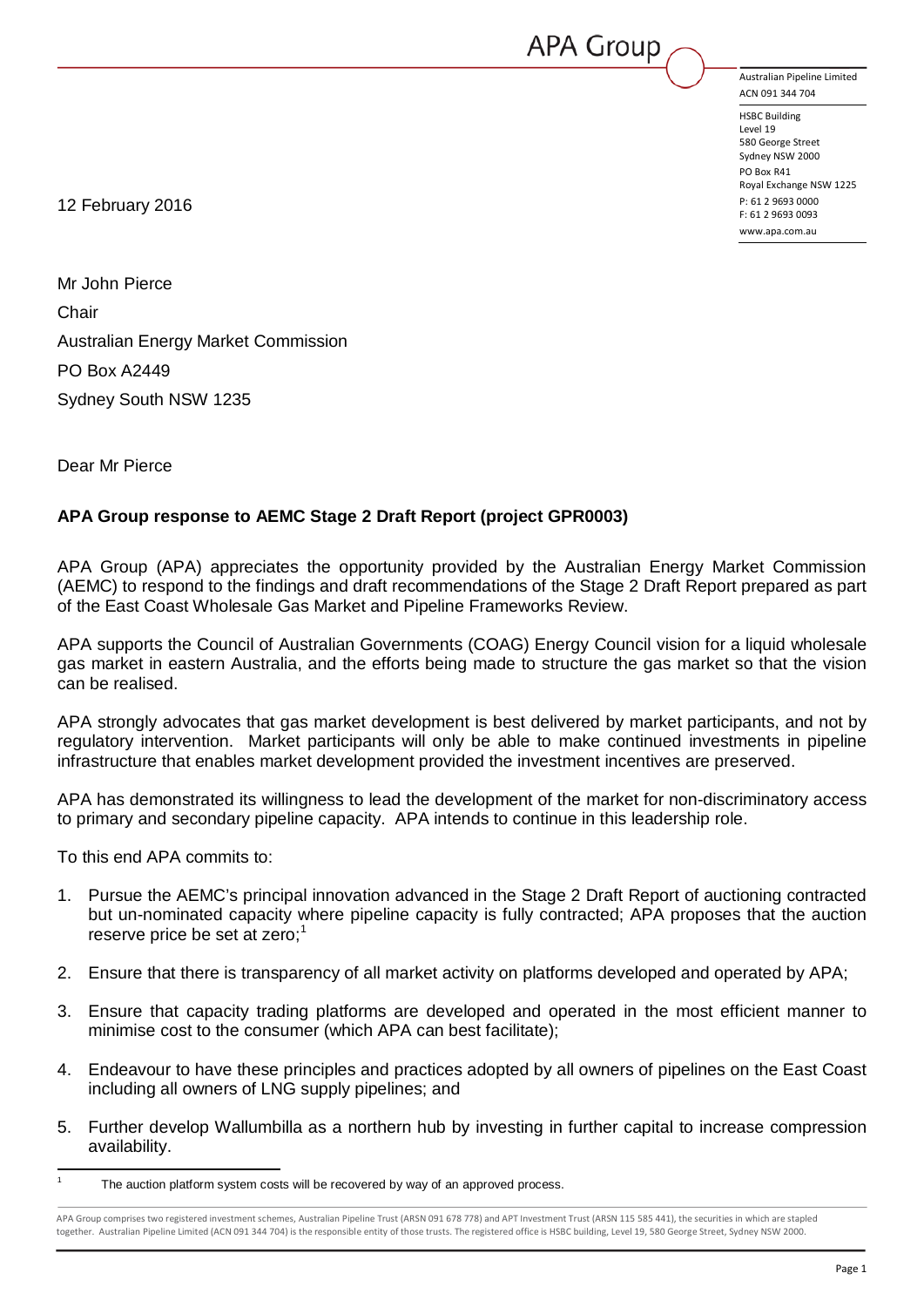APA Group

Australian Pipeline Limited
ACN 091 344 704

HSBC Building
Level 19
580 George Street
Sydney NSW 2000
PO Box R41
Royal Exchange NSW 1225
P: 61 2 9693 0000
F: 61 2 9693 0093
www.apa.com.au

12 February 2016

Mr John Pierce
Chair
Australian Energy Market Commission
PO Box A2449
Sydney South NSW 1235

Dear Mr Pierce

**APA Group response to AEMC Stage 2 Draft Report (project GPR0003)**

APA Group (APA) appreciates the opportunity provided by the Australian Energy Market Commission (AEMC) to respond to the findings and draft recommendations of the Stage 2 Draft Report prepared as part of the East Coast Wholesale Gas Market and Pipeline Frameworks Review.

APA supports the Council of Australian Governments (COAG) Energy Council vision for a liquid wholesale gas market in eastern Australia, and the efforts being made to structure the gas market so that the vision can be realised.

APA strongly advocates that gas market development is best delivered by market participants, and not by regulatory intervention. Market participants will only be able to make continued investments in pipeline infrastructure that enables market development provided the investment incentives are preserved.

APA has demonstrated its willingness to lead the development of the market for non-discriminatory access to primary and secondary pipeline capacity. APA intends to continue in this leadership role.

To this end APA commits to:

1. Pursue the AEMC's principal innovation advanced in the Stage 2 Draft Report of auctioning contracted but un-nominated capacity where pipeline capacity is fully contracted; APA proposes that the auction reserve price be set at zero;[1]
2. Ensure that there is transparency of all market activity on platforms developed and operated by APA;
3. Ensure that capacity trading platforms are developed and operated in the most efficient manner to minimise cost to the consumer (which APA can best facilitate);
4. Endeavour to have these principles and practices adopted by all owners of pipelines on the East Coast including all owners of LNG supply pipelines; and
5. Further develop Wallumbilla as a northern hub by investing in further capital to increase compression availability.

[1] The auction platform system costs will be recovered by way of an approved process.

APA Group comprises two registered investment schemes, Australian Pipeline Trust (ARSN 091 678 778) and APT Investment Trust (ARSN 115 585 441), the securities in which are stapled together. Australian Pipeline Limited (ACN 091 344 704) is the responsible entity of those trusts. The registered office is HSBC building, Level 19, 580 George Street, Sydney NSW 2000.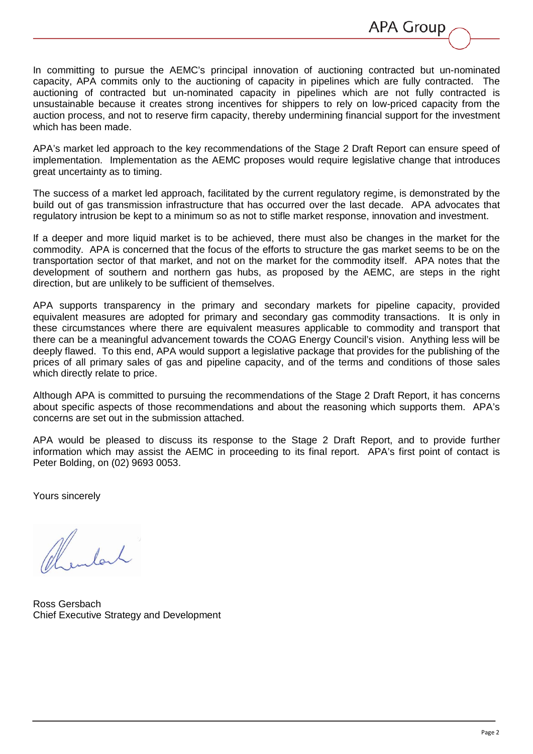In committing to pursue the AEMC's principal innovation of auctioning contracted but un-nominated capacity, APA commits only to the auctioning of capacity in pipelines which are fully contracted. The auctioning of contracted but un-nominated capacity in pipelines which are not fully contracted is unsustainable because it creates strong incentives for shippers to rely on low-priced capacity from the auction process, and not to reserve firm capacity, thereby undermining financial support for the investment which has been made.

APA's market led approach to the key recommendations of the Stage 2 Draft Report can ensure speed of implementation. Implementation as the AEMC proposes would require legislative change that introduces great uncertainty as to timing.

The success of a market led approach, facilitated by the current regulatory regime, is demonstrated by the build out of gas transmission infrastructure that has occurred over the last decade. APA advocates that regulatory intrusion be kept to a minimum so as not to stifle market response, innovation and investment.

If a deeper and more liquid market is to be achieved, there must also be changes in the market for the commodity. APA is concerned that the focus of the efforts to structure the gas market seems to be on the transportation sector of that market, and not on the market for the commodity itself. APA notes that the development of southern and northern gas hubs, as proposed by the AEMC, are steps in the right direction, but are unlikely to be sufficient of themselves.

APA supports transparency in the primary and secondary markets for pipeline capacity, provided equivalent measures are adopted for primary and secondary gas commodity transactions. It is only in these circumstances where there are equivalent measures applicable to commodity and transport that there can be a meaningful advancement towards the COAG Energy Council's vision. Anything less will be deeply flawed. To this end, APA would support a legislative package that provides for the publishing of the prices of all primary sales of gas and pipeline capacity, and of the terms and conditions of those sales which directly relate to price.

Although APA is committed to pursuing the recommendations of the Stage 2 Draft Report, it has concerns about specific aspects of those recommendations and about the reasoning which supports them. APA's concerns are set out in the submission attached.

APA would be pleased to discuss its response to the Stage 2 Draft Report, and to provide further information which may assist the AEMC in proceeding to its final report. APA's first point of contact is Peter Bolding, on (02) 9693 0053.

Yours sincerely

Ross Gersbach
Chief Executive Strategy and Development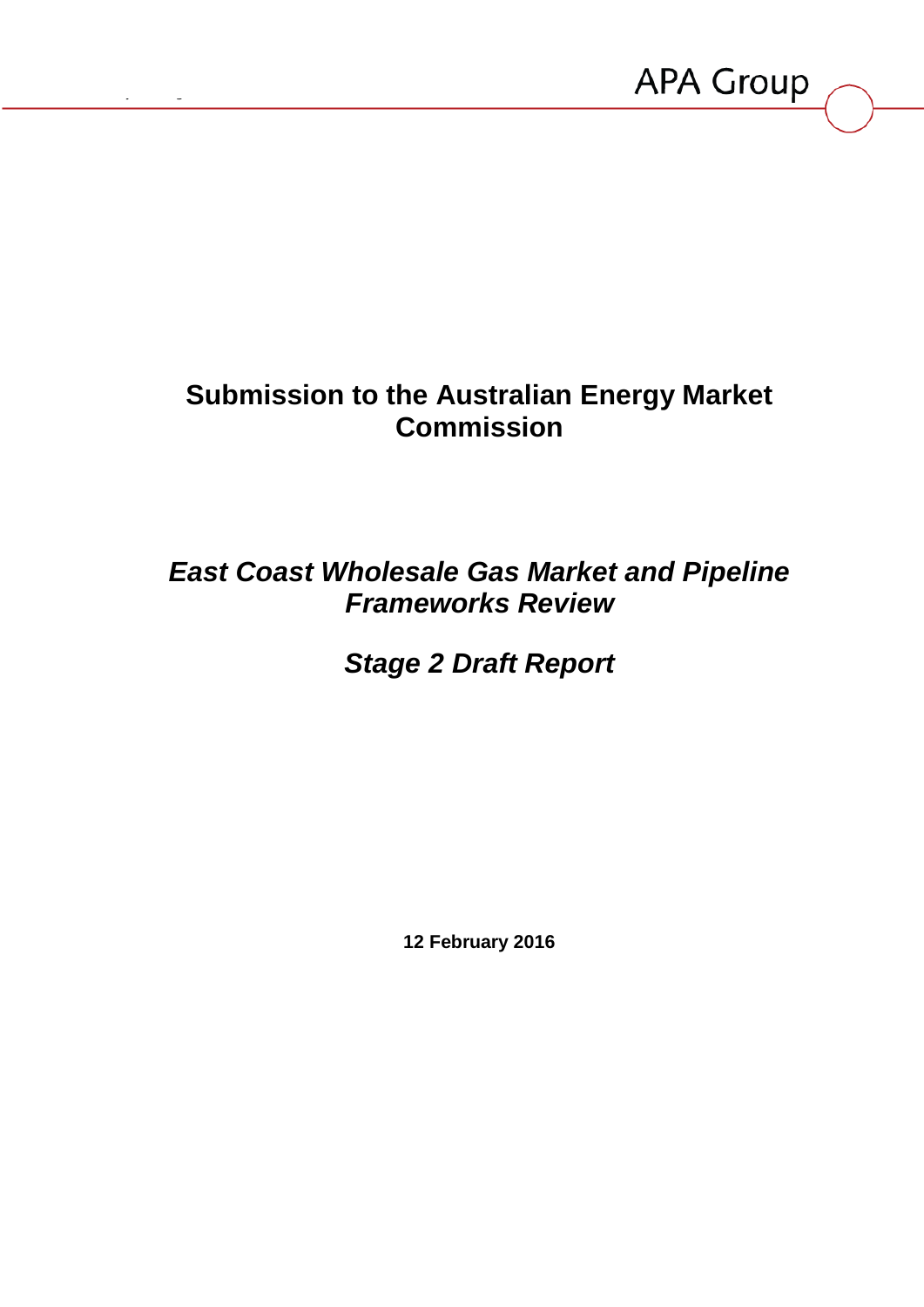# Submission to the Australian Energy Market Commission

## *East Coast Wholesale Gas Market and Pipeline Frameworks Review*

## *Stage 2 Draft Report*

**12 February 2016**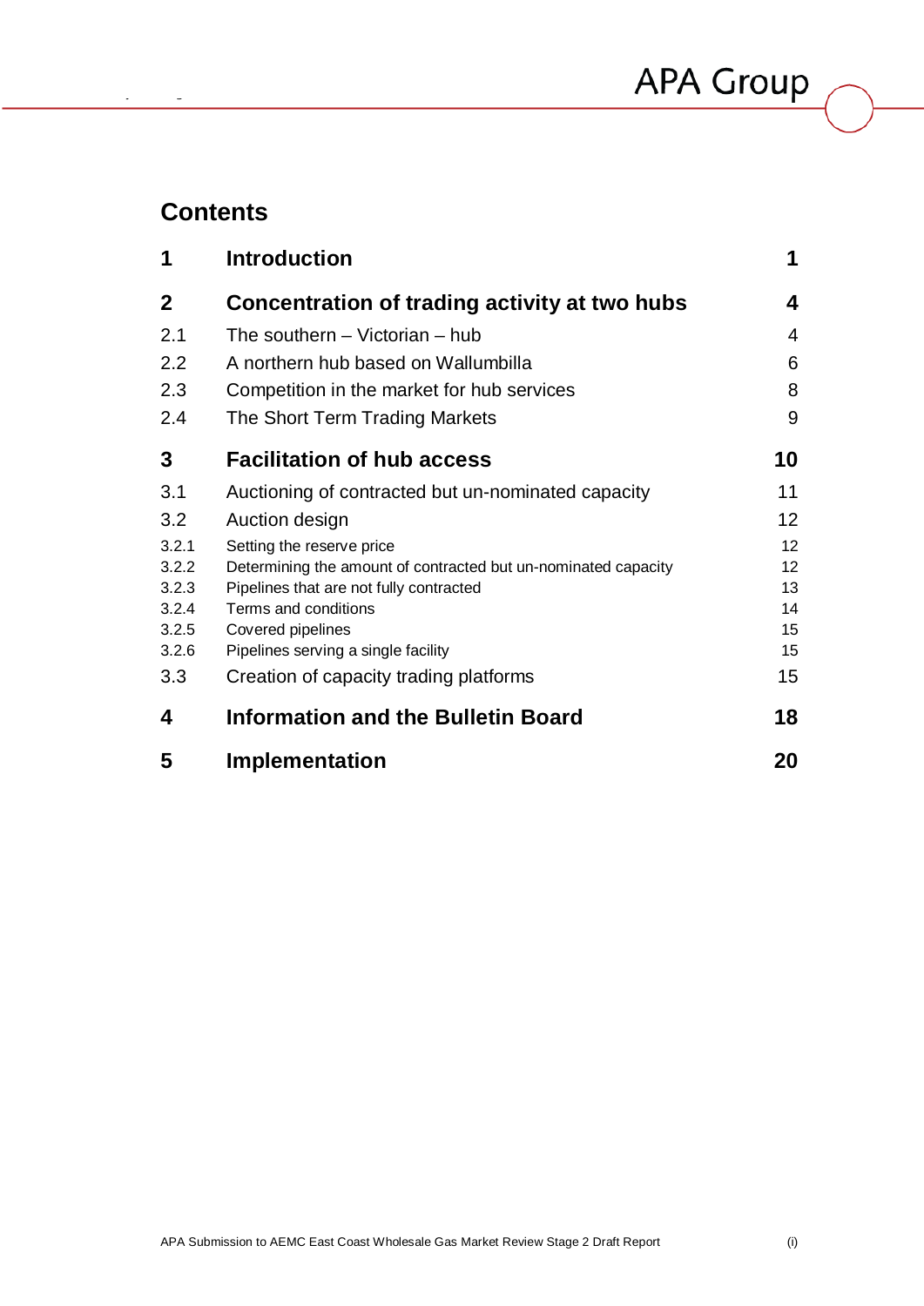# Contents

| | | |
|---|---|---|
| **1** | **Introduction** | **1** |
| **2** | **Concentration of trading activity at two hubs** | **4** |
| 2.1 | The southern – Victorian – hub | 4 |
| 2.2 | A northern hub based on Wallumbilla | 6 |
| 2.3 | Competition in the market for hub services | 8 |
| 2.4 | The Short Term Trading Markets | 9 |
| **3** | **Facilitation of hub access** | **10** |
| 3.1 | Auctioning of contracted but un-nominated capacity | 11 |
| 3.2 | Auction design | 12 |
| 3.2.1 | Setting the reserve price | 12 |
| 3.2.2 | Determining the amount of contracted but un-nominated capacity | 12 |
| 3.2.3 | Pipelines that are not fully contracted | 13 |
| 3.2.4 | Terms and conditions | 14 |
| 3.2.5 | Covered pipelines | 15 |
| 3.2.6 | Pipelines serving a single facility | 15 |
| 3.3 | Creation of capacity trading platforms | 15 |
| **4** | **Information and the Bulletin Board** | **18** |
| **5** | **Implementation** | **20** |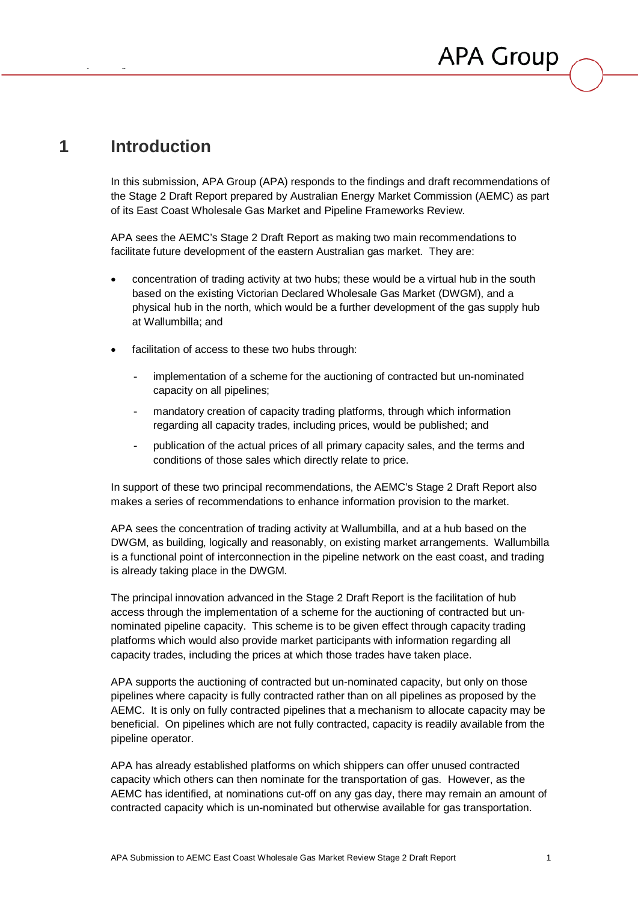# 1 Introduction

In this submission, APA Group (APA) responds to the findings and draft recommendations of the Stage 2 Draft Report prepared by Australian Energy Market Commission (AEMC) as part of its East Coast Wholesale Gas Market and Pipeline Frameworks Review.

APA sees the AEMC's Stage 2 Draft Report as making two main recommendations to facilitate future development of the eastern Australian gas market. They are:

- concentration of trading activity at two hubs; these would be a virtual hub in the south based on the existing Victorian Declared Wholesale Gas Market (DWGM), and a physical hub in the north, which would be a further development of the gas supply hub at Wallumbilla; and
- facilitation of access to these two hubs through:
  - implementation of a scheme for the auctioning of contracted but un-nominated capacity on all pipelines;
  - mandatory creation of capacity trading platforms, through which information regarding all capacity trades, including prices, would be published; and
  - publication of the actual prices of all primary capacity sales, and the terms and conditions of those sales which directly relate to price.

In support of these two principal recommendations, the AEMC's Stage 2 Draft Report also makes a series of recommendations to enhance information provision to the market.

APA sees the concentration of trading activity at Wallumbilla, and at a hub based on the DWGM, as building, logically and reasonably, on existing market arrangements. Wallumbilla is a functional point of interconnection in the pipeline network on the east coast, and trading is already taking place in the DWGM.

The principal innovation advanced in the Stage 2 Draft Report is the facilitation of hub access through the implementation of a scheme for the auctioning of contracted but un-nominated pipeline capacity. This scheme is to be given effect through capacity trading platforms which would also provide market participants with information regarding all capacity trades, including the prices at which those trades have taken place.

APA supports the auctioning of contracted but un-nominated capacity, but only on those pipelines where capacity is fully contracted rather than on all pipelines as proposed by the AEMC. It is only on fully contracted pipelines that a mechanism to allocate capacity may be beneficial. On pipelines which are not fully contracted, capacity is readily available from the pipeline operator.

APA has already established platforms on which shippers can offer unused contracted capacity which others can then nominate for the transportation of gas. However, as the AEMC has identified, at nominations cut-off on any gas day, there may remain an amount of contracted capacity which is un-nominated but otherwise available for gas transportation.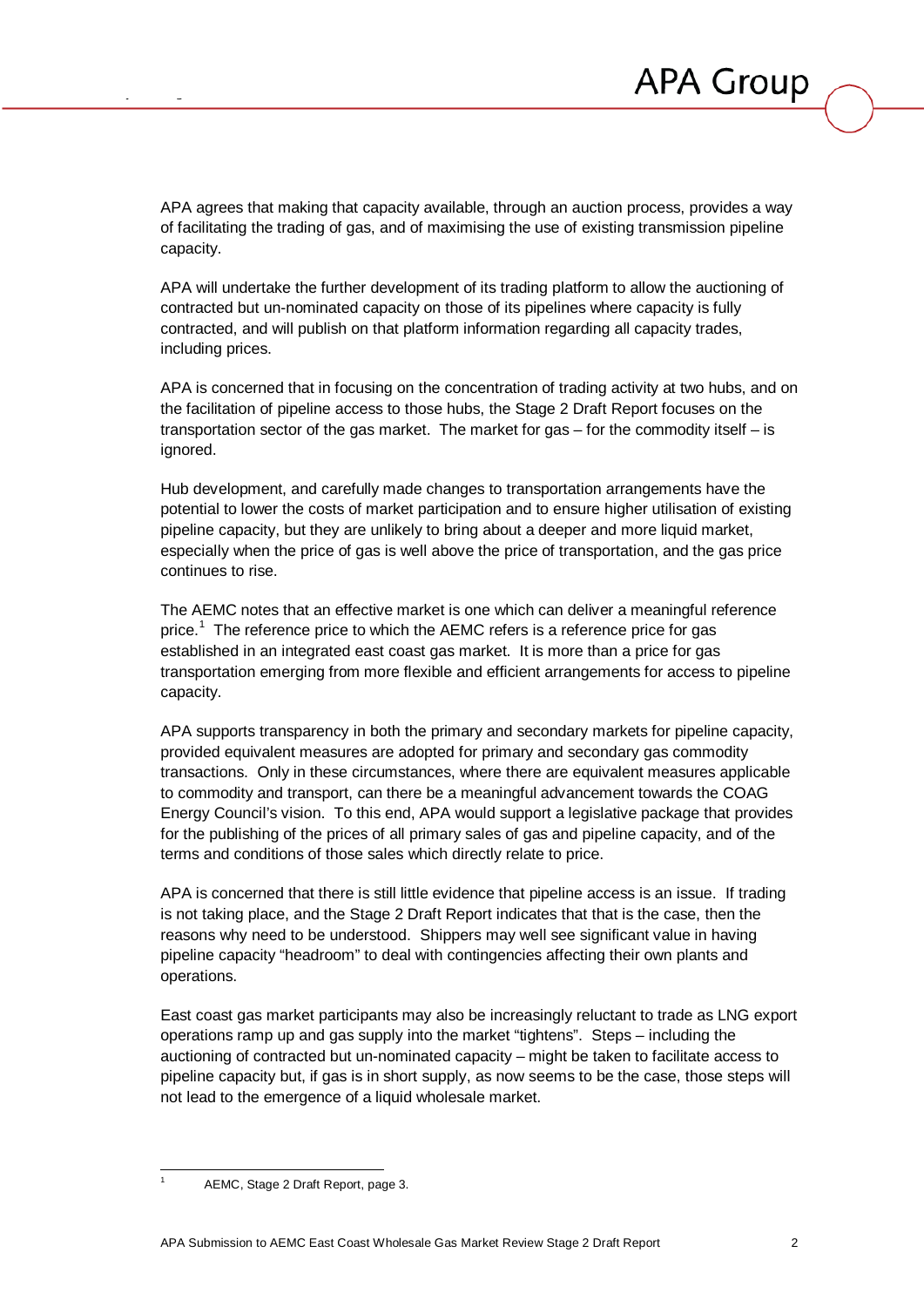APA agrees that making that capacity available, through an auction process, provides a way of facilitating the trading of gas, and of maximising the use of existing transmission pipeline capacity.

APA will undertake the further development of its trading platform to allow the auctioning of contracted but un-nominated capacity on those of its pipelines where capacity is fully contracted, and will publish on that platform information regarding all capacity trades, including prices.

APA is concerned that in focusing on the concentration of trading activity at two hubs, and on the facilitation of pipeline access to those hubs, the Stage 2 Draft Report focuses on the transportation sector of the gas market. The market for gas – for the commodity itself – is ignored.

Hub development, and carefully made changes to transportation arrangements have the potential to lower the costs of market participation and to ensure higher utilisation of existing pipeline capacity, but they are unlikely to bring about a deeper and more liquid market, especially when the price of gas is well above the price of transportation, and the gas price continues to rise.

The AEMC notes that an effective market is one which can deliver a meaningful reference price.[1] The reference price to which the AEMC refers is a reference price for gas established in an integrated east coast gas market. It is more than a price for gas transportation emerging from more flexible and efficient arrangements for access to pipeline capacity.

APA supports transparency in both the primary and secondary markets for pipeline capacity, provided equivalent measures are adopted for primary and secondary gas commodity transactions. Only in these circumstances, where there are equivalent measures applicable to commodity and transport, can there be a meaningful advancement towards the COAG Energy Council's vision. To this end, APA would support a legislative package that provides for the publishing of the prices of all primary sales of gas and pipeline capacity, and of the terms and conditions of those sales which directly relate to price.

APA is concerned that there is still little evidence that pipeline access is an issue. If trading is not taking place, and the Stage 2 Draft Report indicates that that is the case, then the reasons why need to be understood. Shippers may well see significant value in having pipeline capacity "headroom" to deal with contingencies affecting their own plants and operations.

East coast gas market participants may also be increasingly reluctant to trade as LNG export operations ramp up and gas supply into the market "tightens". Steps – including the auctioning of contracted but un-nominated capacity – might be taken to facilitate access to pipeline capacity but, if gas is in short supply, as now seems to be the case, those steps will not lead to the emergence of a liquid wholesale market.

[1] AEMC, Stage 2 Draft Report, page 3.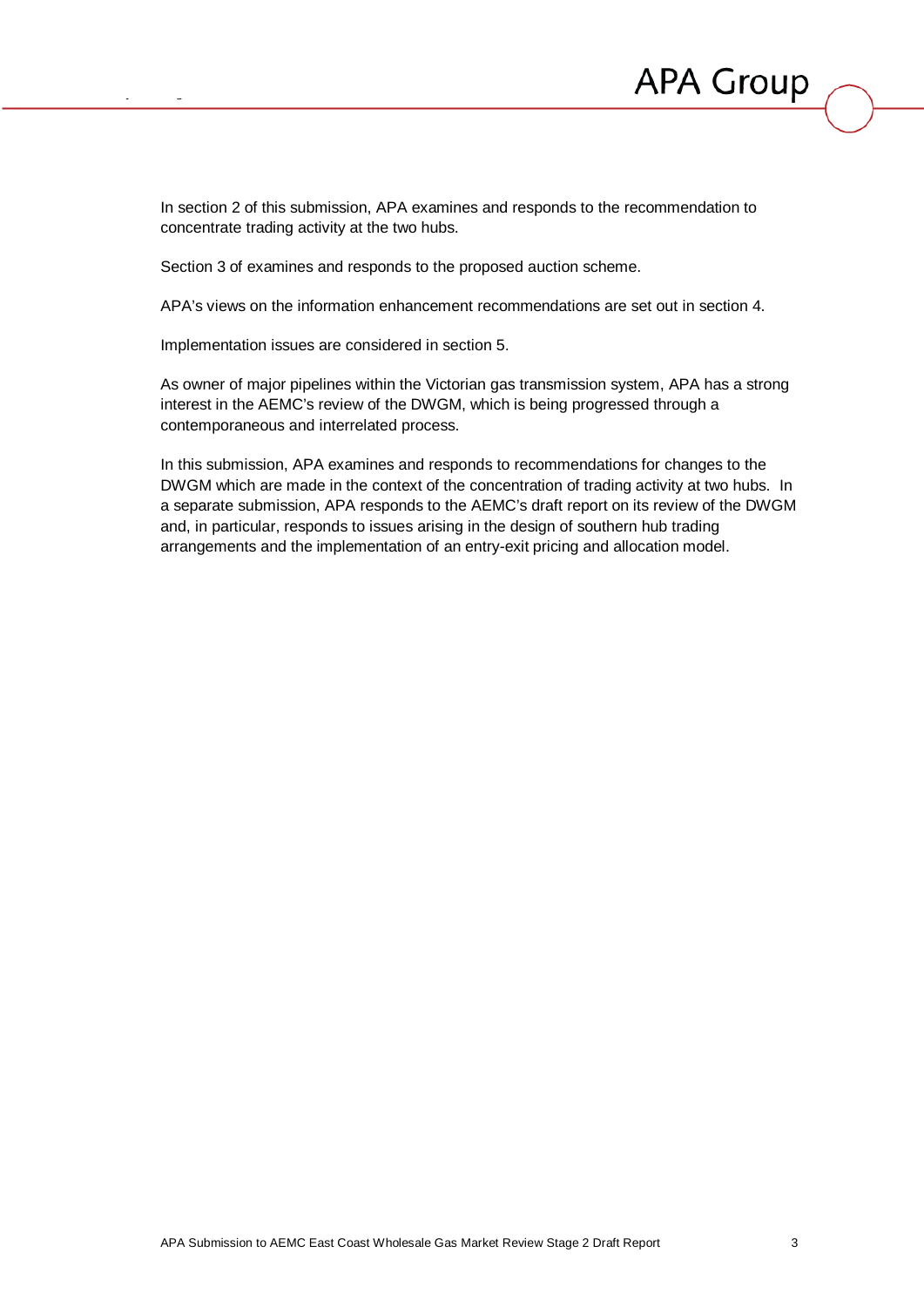In section 2 of this submission, APA examines and responds to the recommendation to concentrate trading activity at the two hubs.

Section 3 of examines and responds to the proposed auction scheme.

APA's views on the information enhancement recommendations are set out in section 4.

Implementation issues are considered in section 5.

As owner of major pipelines within the Victorian gas transmission system, APA has a strong interest in the AEMC's review of the DWGM, which is being progressed through a contemporaneous and interrelated process.

In this submission, APA examines and responds to recommendations for changes to the DWGM which are made in the context of the concentration of trading activity at two hubs. In a separate submission, APA responds to the AEMC's draft report on its review of the DWGM and, in particular, responds to issues arising in the design of southern hub trading arrangements and the implementation of an entry-exit pricing and allocation model.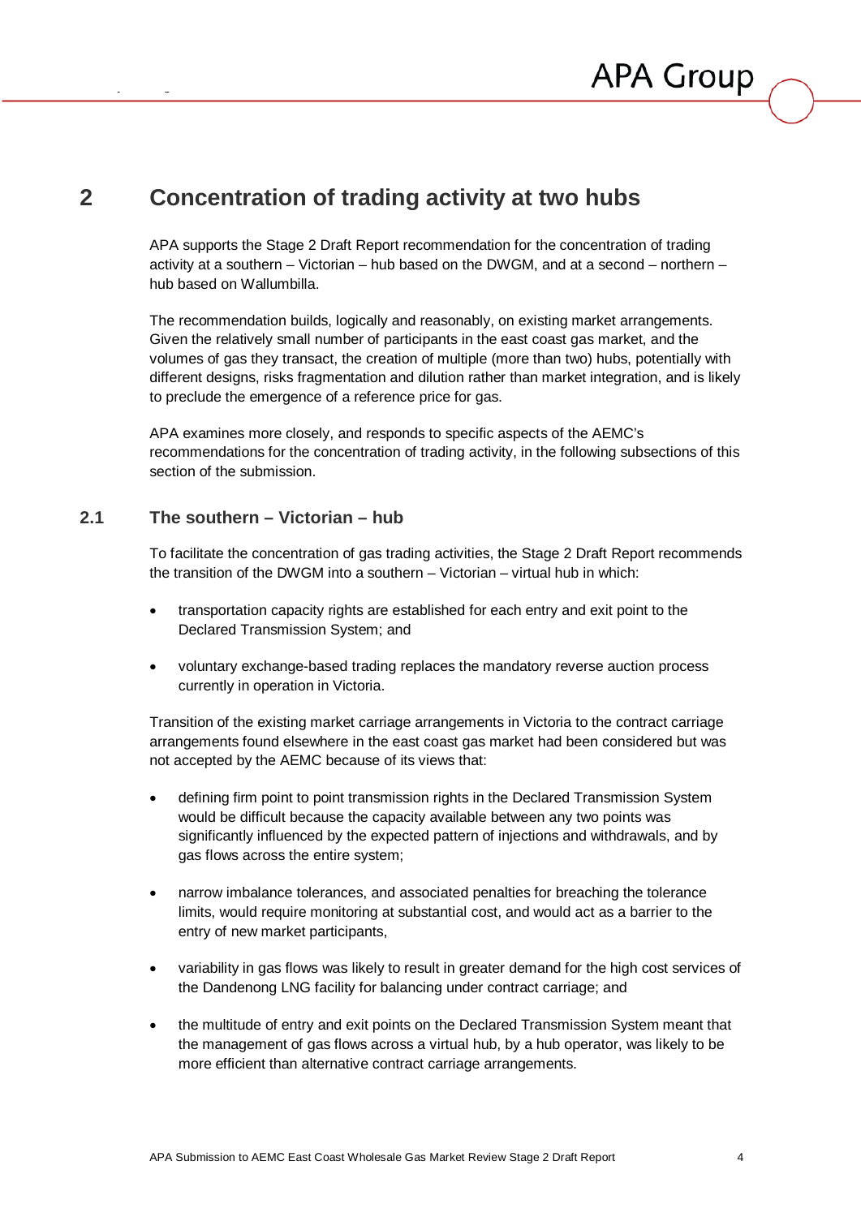# 2 Concentration of trading activity at two hubs

APA supports the Stage 2 Draft Report recommendation for the concentration of trading activity at a southern – Victorian – hub based on the DWGM, and at a second – northern – hub based on Wallumbilla.

The recommendation builds, logically and reasonably, on existing market arrangements. Given the relatively small number of participants in the east coast gas market, and the volumes of gas they transact, the creation of multiple (more than two) hubs, potentially with different designs, risks fragmentation and dilution rather than market integration, and is likely to preclude the emergence of a reference price for gas.

APA examines more closely, and responds to specific aspects of the AEMC's recommendations for the concentration of trading activity, in the following subsections of this section of the submission.

## 2.1 The southern – Victorian – hub

To facilitate the concentration of gas trading activities, the Stage 2 Draft Report recommends the transition of the DWGM into a southern – Victorian – virtual hub in which:

- transportation capacity rights are established for each entry and exit point to the Declared Transmission System; and
- voluntary exchange-based trading replaces the mandatory reverse auction process currently in operation in Victoria.

Transition of the existing market carriage arrangements in Victoria to the contract carriage arrangements found elsewhere in the east coast gas market had been considered but was not accepted by the AEMC because of its views that:

- defining firm point to point transmission rights in the Declared Transmission System would be difficult because the capacity available between any two points was significantly influenced by the expected pattern of injections and withdrawals, and by gas flows across the entire system;
- narrow imbalance tolerances, and associated penalties for breaching the tolerance limits, would require monitoring at substantial cost, and would act as a barrier to the entry of new market participants,
- variability in gas flows was likely to result in greater demand for the high cost services of the Dandenong LNG facility for balancing under contract carriage; and
- the multitude of entry and exit points on the Declared Transmission System meant that the management of gas flows across a virtual hub, by a hub operator, was likely to be more efficient than alternative contract carriage arrangements.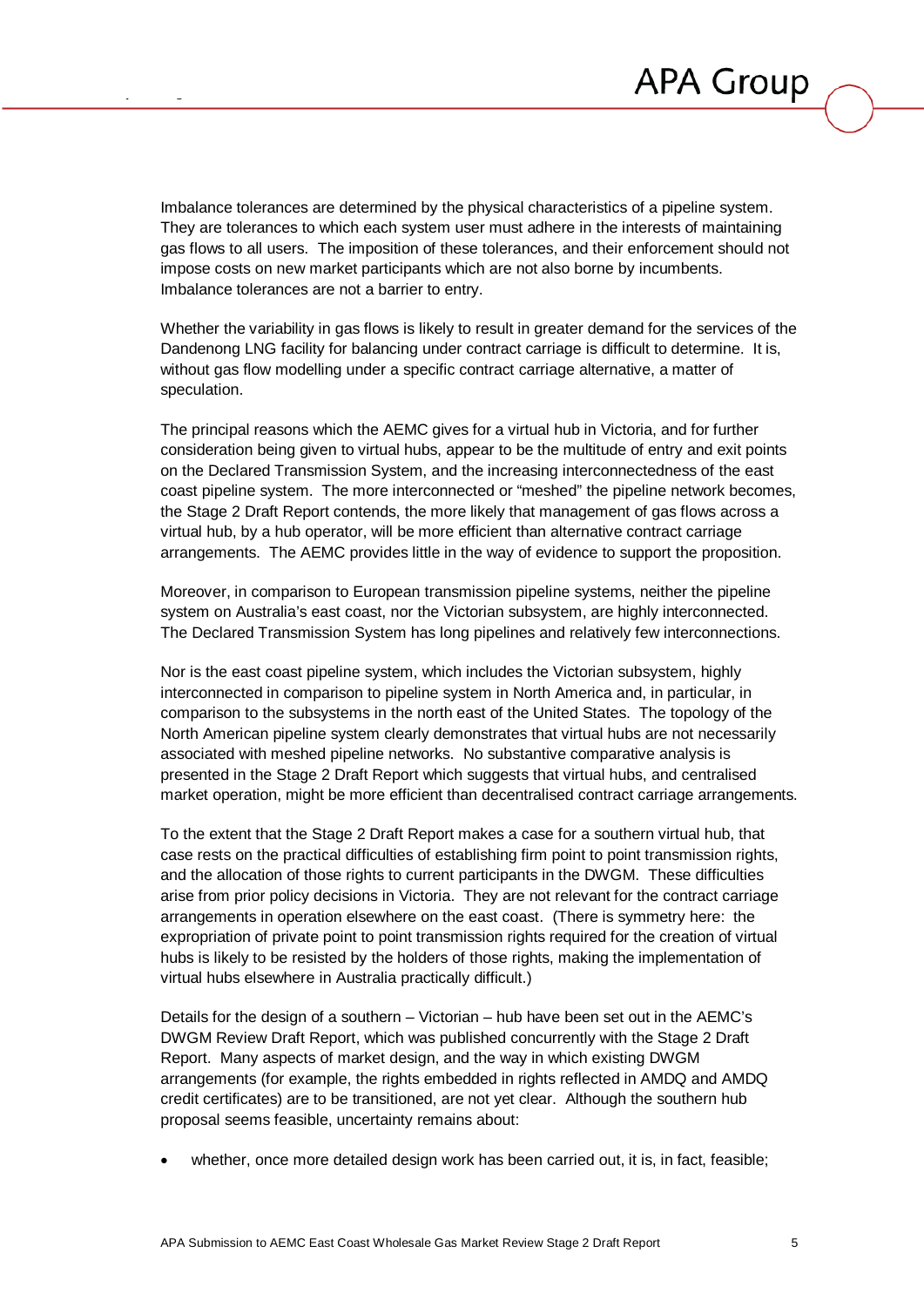Imbalance tolerances are determined by the physical characteristics of a pipeline system. They are tolerances to which each system user must adhere in the interests of maintaining gas flows to all users. The imposition of these tolerances, and their enforcement should not impose costs on new market participants which are not also borne by incumbents. Imbalance tolerances are not a barrier to entry.

Whether the variability in gas flows is likely to result in greater demand for the services of the Dandenong LNG facility for balancing under contract carriage is difficult to determine. It is, without gas flow modelling under a specific contract carriage alternative, a matter of speculation.

The principal reasons which the AEMC gives for a virtual hub in Victoria, and for further consideration being given to virtual hubs, appear to be the multitude of entry and exit points on the Declared Transmission System, and the increasing interconnectedness of the east coast pipeline system. The more interconnected or "meshed" the pipeline network becomes, the Stage 2 Draft Report contends, the more likely that management of gas flows across a virtual hub, by a hub operator, will be more efficient than alternative contract carriage arrangements. The AEMC provides little in the way of evidence to support the proposition.

Moreover, in comparison to European transmission pipeline systems, neither the pipeline system on Australia's east coast, nor the Victorian subsystem, are highly interconnected. The Declared Transmission System has long pipelines and relatively few interconnections.

Nor is the east coast pipeline system, which includes the Victorian subsystem, highly interconnected in comparison to pipeline system in North America and, in particular, in comparison to the subsystems in the north east of the United States. The topology of the North American pipeline system clearly demonstrates that virtual hubs are not necessarily associated with meshed pipeline networks. No substantive comparative analysis is presented in the Stage 2 Draft Report which suggests that virtual hubs, and centralised market operation, might be more efficient than decentralised contract carriage arrangements.

To the extent that the Stage 2 Draft Report makes a case for a southern virtual hub, that case rests on the practical difficulties of establishing firm point to point transmission rights, and the allocation of those rights to current participants in the DWGM. These difficulties arise from prior policy decisions in Victoria. They are not relevant for the contract carriage arrangements in operation elsewhere on the east coast. (There is symmetry here: the expropriation of private point to point transmission rights required for the creation of virtual hubs is likely to be resisted by the holders of those rights, making the implementation of virtual hubs elsewhere in Australia practically difficult.)

Details for the design of a southern – Victorian – hub have been set out in the AEMC's DWGM Review Draft Report, which was published concurrently with the Stage 2 Draft Report. Many aspects of market design, and the way in which existing DWGM arrangements (for example, the rights embedded in rights reflected in AMDQ and AMDQ credit certificates) are to be transitioned, are not yet clear. Although the southern hub proposal seems feasible, uncertainty remains about:

- whether, once more detailed design work has been carried out, it is, in fact, feasible;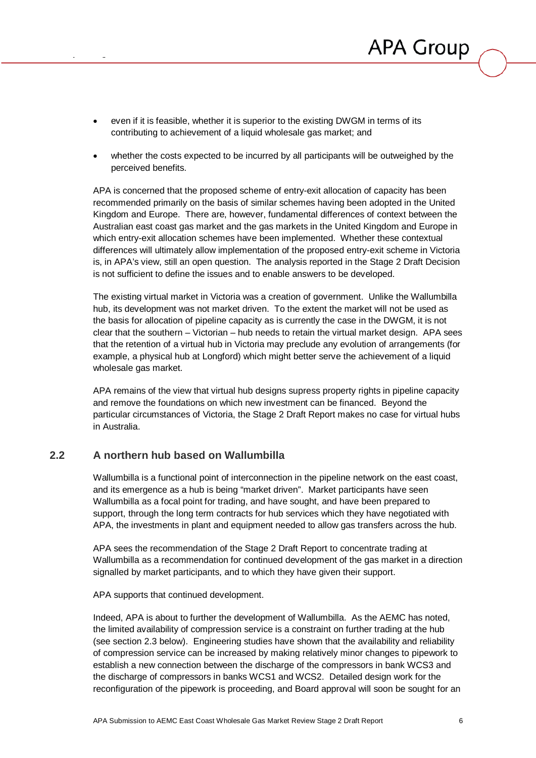- even if it is feasible, whether it is superior to the existing DWGM in terms of its contributing to achievement of a liquid wholesale gas market; and
- whether the costs expected to be incurred by all participants will be outweighed by the perceived benefits.

APA is concerned that the proposed scheme of entry-exit allocation of capacity has been recommended primarily on the basis of similar schemes having been adopted in the United Kingdom and Europe. There are, however, fundamental differences of context between the Australian east coast gas market and the gas markets in the United Kingdom and Europe in which entry-exit allocation schemes have been implemented. Whether these contextual differences will ultimately allow implementation of the proposed entry-exit scheme in Victoria is, in APA's view, still an open question. The analysis reported in the Stage 2 Draft Decision is not sufficient to define the issues and to enable answers to be developed.

The existing virtual market in Victoria was a creation of government. Unlike the Wallumbilla hub, its development was not market driven. To the extent the market will not be used as the basis for allocation of pipeline capacity as is currently the case in the DWGM, it is not clear that the southern – Victorian – hub needs to retain the virtual market design. APA sees that the retention of a virtual hub in Victoria may preclude any evolution of arrangements (for example, a physical hub at Longford) which might better serve the achievement of a liquid wholesale gas market.

APA remains of the view that virtual hub designs supress property rights in pipeline capacity and remove the foundations on which new investment can be financed. Beyond the particular circumstances of Victoria, the Stage 2 Draft Report makes no case for virtual hubs in Australia.

## 2.2 A northern hub based on Wallumbilla

Wallumbilla is a functional point of interconnection in the pipeline network on the east coast, and its emergence as a hub is being "market driven". Market participants have seen Wallumbilla as a focal point for trading, and have sought, and have been prepared to support, through the long term contracts for hub services which they have negotiated with APA, the investments in plant and equipment needed to allow gas transfers across the hub.

APA sees the recommendation of the Stage 2 Draft Report to concentrate trading at Wallumbilla as a recommendation for continued development of the gas market in a direction signalled by market participants, and to which they have given their support.

APA supports that continued development.

Indeed, APA is about to further the development of Wallumbilla. As the AEMC has noted, the limited availability of compression service is a constraint on further trading at the hub (see section 2.3 below). Engineering studies have shown that the availability and reliability of compression service can be increased by making relatively minor changes to pipework to establish a new connection between the discharge of the compressors in bank WCS3 and the discharge of compressors in banks WCS1 and WCS2. Detailed design work for the reconfiguration of the pipework is proceeding, and Board approval will soon be sought for an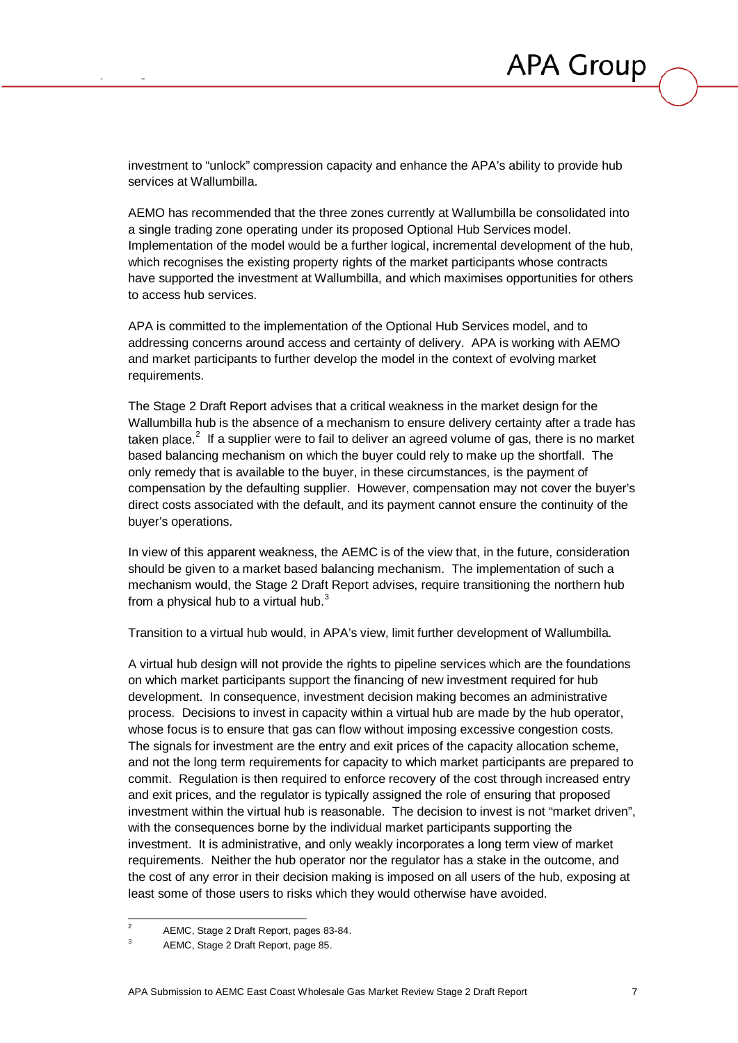investment to “unlock” compression capacity and enhance the APA’s ability to provide hub services at Wallumbilla.

AEMO has recommended that the three zones currently at Wallumbilla be consolidated into a single trading zone operating under its proposed Optional Hub Services model. Implementation of the model would be a further logical, incremental development of the hub, which recognises the existing property rights of the market participants whose contracts have supported the investment at Wallumbilla, and which maximises opportunities for others to access hub services.

APA is committed to the implementation of the Optional Hub Services model, and to addressing concerns around access and certainty of delivery. APA is working with AEMO and market participants to further develop the model in the context of evolving market requirements.

The Stage 2 Draft Report advises that a critical weakness in the market design for the Wallumbilla hub is the absence of a mechanism to ensure delivery certainty after a trade has taken place.[2] If a supplier were to fail to deliver an agreed volume of gas, there is no market based balancing mechanism on which the buyer could rely to make up the shortfall. The only remedy that is available to the buyer, in these circumstances, is the payment of compensation by the defaulting supplier. However, compensation may not cover the buyer’s direct costs associated with the default, and its payment cannot ensure the continuity of the buyer’s operations.

In view of this apparent weakness, the AEMC is of the view that, in the future, consideration should be given to a market based balancing mechanism. The implementation of such a mechanism would, the Stage 2 Draft Report advises, require transitioning the northern hub from a physical hub to a virtual hub.[3]

Transition to a virtual hub would, in APA’s view, limit further development of Wallumbilla.

A virtual hub design will not provide the rights to pipeline services which are the foundations on which market participants support the financing of new investment required for hub development. In consequence, investment decision making becomes an administrative process. Decisions to invest in capacity within a virtual hub are made by the hub operator, whose focus is to ensure that gas can flow without imposing excessive congestion costs. The signals for investment are the entry and exit prices of the capacity allocation scheme, and not the long term requirements for capacity to which market participants are prepared to commit. Regulation is then required to enforce recovery of the cost through increased entry and exit prices, and the regulator is typically assigned the role of ensuring that proposed investment within the virtual hub is reasonable. The decision to invest is not “market driven”, with the consequences borne by the individual market participants supporting the investment. It is administrative, and only weakly incorporates a long term view of market requirements. Neither the hub operator nor the regulator has a stake in the outcome, and the cost of any error in their decision making is imposed on all users of the hub, exposing at least some of those users to risks which they would otherwise have avoided.

---

[2] AEMC, Stage 2 Draft Report, pages 83-84.

[3] AEMC, Stage 2 Draft Report, page 85.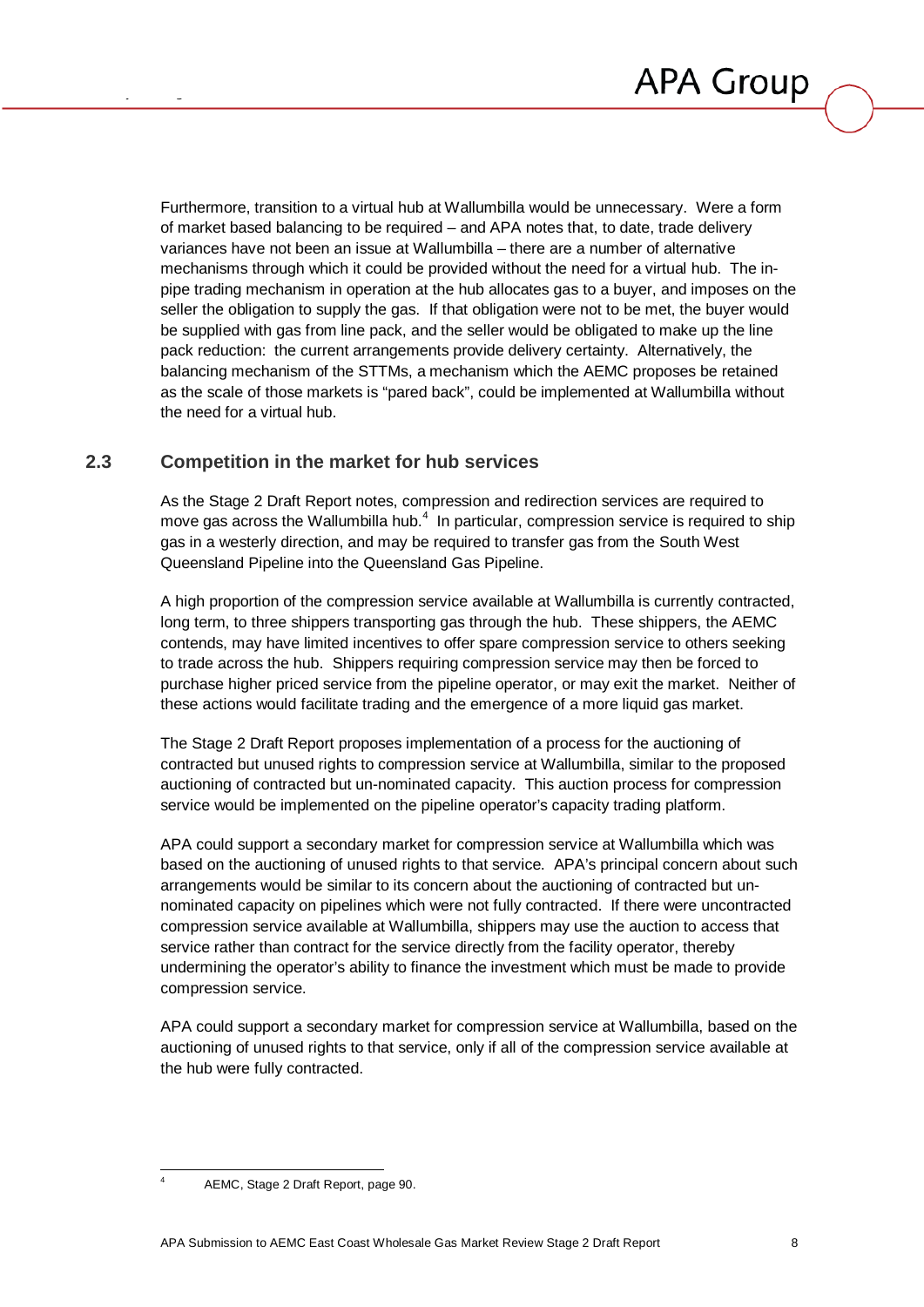Furthermore, transition to a virtual hub at Wallumbilla would be unnecessary. Were a form of market based balancing to be required – and APA notes that, to date, trade delivery variances have not been an issue at Wallumbilla – there are a number of alternative mechanisms through which it could be provided without the need for a virtual hub. The in-pipe trading mechanism in operation at the hub allocates gas to a buyer, and imposes on the seller the obligation to supply the gas. If that obligation were not to be met, the buyer would be supplied with gas from line pack, and the seller would be obligated to make up the line pack reduction: the current arrangements provide delivery certainty. Alternatively, the balancing mechanism of the STTMs, a mechanism which the AEMC proposes be retained as the scale of those markets is "pared back", could be implemented at Wallumbilla without the need for a virtual hub.

## 2.3 Competition in the market for hub services

As the Stage 2 Draft Report notes, compression and redirection services are required to move gas across the Wallumbilla hub.[4] In particular, compression service is required to ship gas in a westerly direction, and may be required to transfer gas from the South West Queensland Pipeline into the Queensland Gas Pipeline.

A high proportion of the compression service available at Wallumbilla is currently contracted, long term, to three shippers transporting gas through the hub. These shippers, the AEMC contends, may have limited incentives to offer spare compression service to others seeking to trade across the hub. Shippers requiring compression service may then be forced to purchase higher priced service from the pipeline operator, or may exit the market. Neither of these actions would facilitate trading and the emergence of a more liquid gas market.

The Stage 2 Draft Report proposes implementation of a process for the auctioning of contracted but unused rights to compression service at Wallumbilla, similar to the proposed auctioning of contracted but un-nominated capacity. This auction process for compression service would be implemented on the pipeline operator's capacity trading platform.

APA could support a secondary market for compression service at Wallumbilla which was based on the auctioning of unused rights to that service. APA's principal concern about such arrangements would be similar to its concern about the auctioning of contracted but un-nominated capacity on pipelines which were not fully contracted. If there were uncontracted compression service available at Wallumbilla, shippers may use the auction to access that service rather than contract for the service directly from the facility operator, thereby undermining the operator's ability to finance the investment which must be made to provide compression service.

APA could support a secondary market for compression service at Wallumbilla, based on the auctioning of unused rights to that service, only if all of the compression service available at the hub were fully contracted.

---

[4] AEMC, Stage 2 Draft Report, page 90.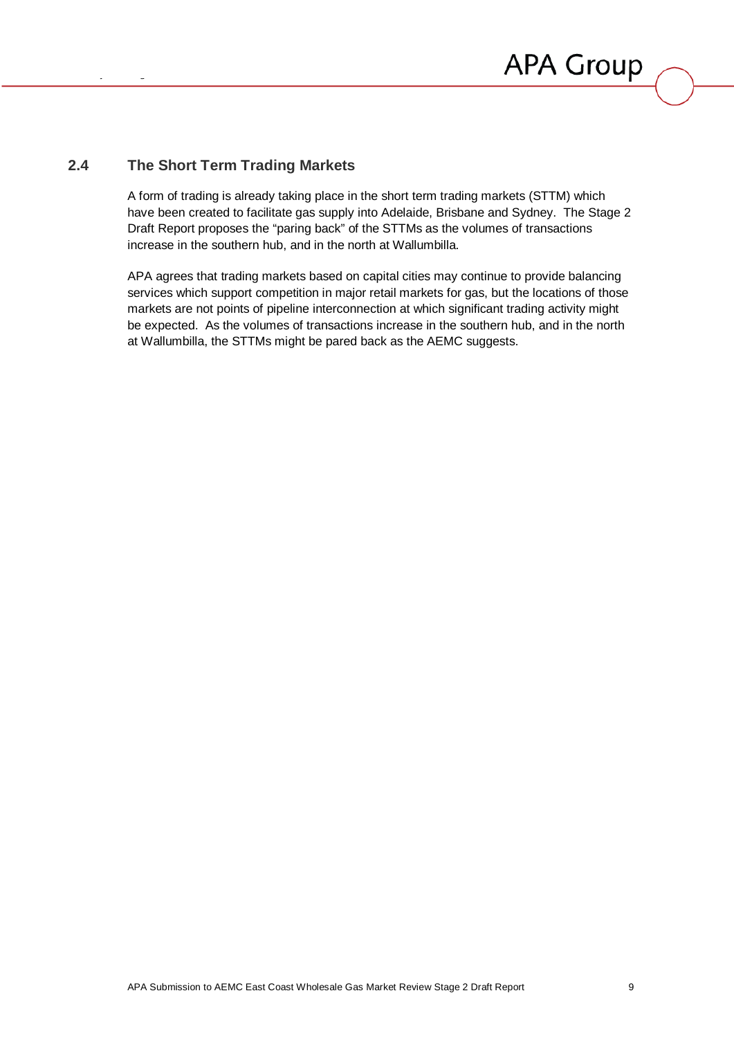## 2.4 The Short Term Trading Markets

A form of trading is already taking place in the short term trading markets (STTM) which have been created to facilitate gas supply into Adelaide, Brisbane and Sydney. The Stage 2 Draft Report proposes the "paring back" of the STTMs as the volumes of transactions increase in the southern hub, and in the north at Wallumbilla.

APA agrees that trading markets based on capital cities may continue to provide balancing services which support competition in major retail markets for gas, but the locations of those markets are not points of pipeline interconnection at which significant trading activity might be expected. As the volumes of transactions increase in the southern hub, and in the north at Wallumbilla, the STTMs might be pared back as the AEMC suggests.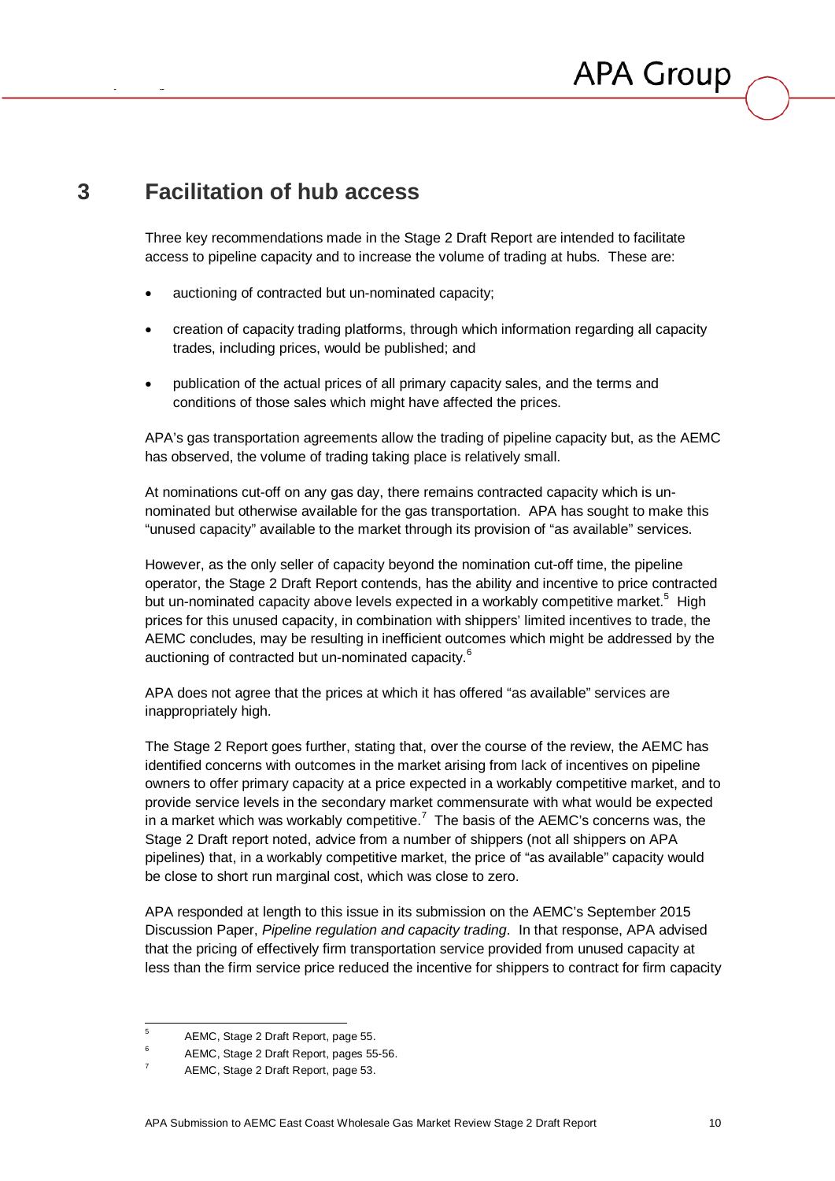# 3 Facilitation of hub access

Three key recommendations made in the Stage 2 Draft Report are intended to facilitate access to pipeline capacity and to increase the volume of trading at hubs. These are:

- auctioning of contracted but un-nominated capacity;
- creation of capacity trading platforms, through which information regarding all capacity trades, including prices, would be published; and
- publication of the actual prices of all primary capacity sales, and the terms and conditions of those sales which might have affected the prices.

APA's gas transportation agreements allow the trading of pipeline capacity but, as the AEMC has observed, the volume of trading taking place is relatively small.

At nominations cut-off on any gas day, there remains contracted capacity which is un-nominated but otherwise available for the gas transportation. APA has sought to make this "unused capacity" available to the market through its provision of "as available" services.

However, as the only seller of capacity beyond the nomination cut-off time, the pipeline operator, the Stage 2 Draft Report contends, has the ability and incentive to price contracted but un-nominated capacity above levels expected in a workably competitive market.[5] High prices for this unused capacity, in combination with shippers' limited incentives to trade, the AEMC concludes, may be resulting in inefficient outcomes which might be addressed by the auctioning of contracted but un-nominated capacity.[6]

APA does not agree that the prices at which it has offered "as available" services are inappropriately high.

The Stage 2 Report goes further, stating that, over the course of the review, the AEMC has identified concerns with outcomes in the market arising from lack of incentives on pipeline owners to offer primary capacity at a price expected in a workably competitive market, and to provide service levels in the secondary market commensurate with what would be expected in a market which was workably competitive.[7] The basis of the AEMC's concerns was, the Stage 2 Draft report noted, advice from a number of shippers (not all shippers on APA pipelines) that, in a workably competitive market, the price of "as available" capacity would be close to short run marginal cost, which was close to zero.

APA responded at length to this issue in its submission on the AEMC's September 2015 Discussion Paper, *Pipeline regulation and capacity trading*. In that response, APA advised that the pricing of effectively firm transportation service provided from unused capacity at less than the firm service price reduced the incentive for shippers to contract for firm capacity

---

[5] AEMC, Stage 2 Draft Report, page 55.

[6] AEMC, Stage 2 Draft Report, pages 55-56.

[7] AEMC, Stage 2 Draft Report, page 53.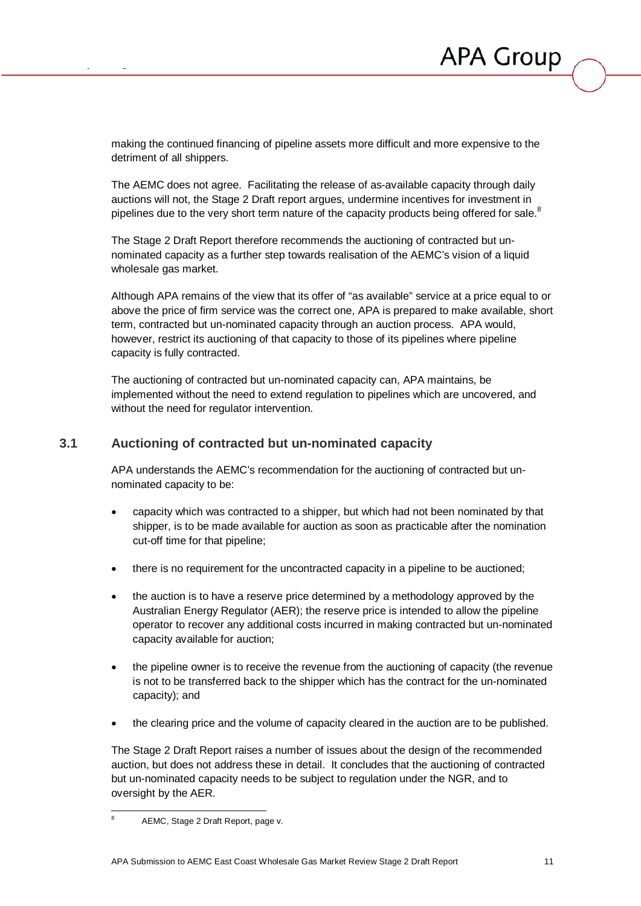making the continued financing of pipeline assets more difficult and more expensive to the detriment of all shippers.

The AEMC does not agree. Facilitating the release of as-available capacity through daily auctions will not, the Stage 2 Draft report argues, undermine incentives for investment in pipelines due to the very short term nature of the capacity products being offered for sale.[8]

The Stage 2 Draft Report therefore recommends the auctioning of contracted but un-nominated capacity as a further step towards realisation of the AEMC's vision of a liquid wholesale gas market.

Although APA remains of the view that its offer of "as available" service at a price equal to or above the price of firm service was the correct one, APA is prepared to make available, short term, contracted but un-nominated capacity through an auction process. APA would, however, restrict its auctioning of that capacity to those of its pipelines where pipeline capacity is fully contracted.

The auctioning of contracted but un-nominated capacity can, APA maintains, be implemented without the need to extend regulation to pipelines which are uncovered, and without the need for regulator intervention.

## 3.1 Auctioning of contracted but un-nominated capacity

APA understands the AEMC's recommendation for the auctioning of contracted but un-nominated capacity to be:

- capacity which was contracted to a shipper, but which had not been nominated by that shipper, is to be made available for auction as soon as practicable after the nomination cut-off time for that pipeline;
- there is no requirement for the uncontracted capacity in a pipeline to be auctioned;
- the auction is to have a reserve price determined by a methodology approved by the Australian Energy Regulator (AER); the reserve price is intended to allow the pipeline operator to recover any additional costs incurred in making contracted but un-nominated capacity available for auction;
- the pipeline owner is to receive the revenue from the auctioning of capacity (the revenue is not to be transferred back to the shipper which has the contract for the un-nominated capacity); and
- the clearing price and the volume of capacity cleared in the auction are to be published.

The Stage 2 Draft Report raises a number of issues about the design of the recommended auction, but does not address these in detail. It concludes that the auctioning of contracted but un-nominated capacity needs to be subject to regulation under the NGR, and to oversight by the AER.

---

[8] AEMC, Stage 2 Draft Report, page v.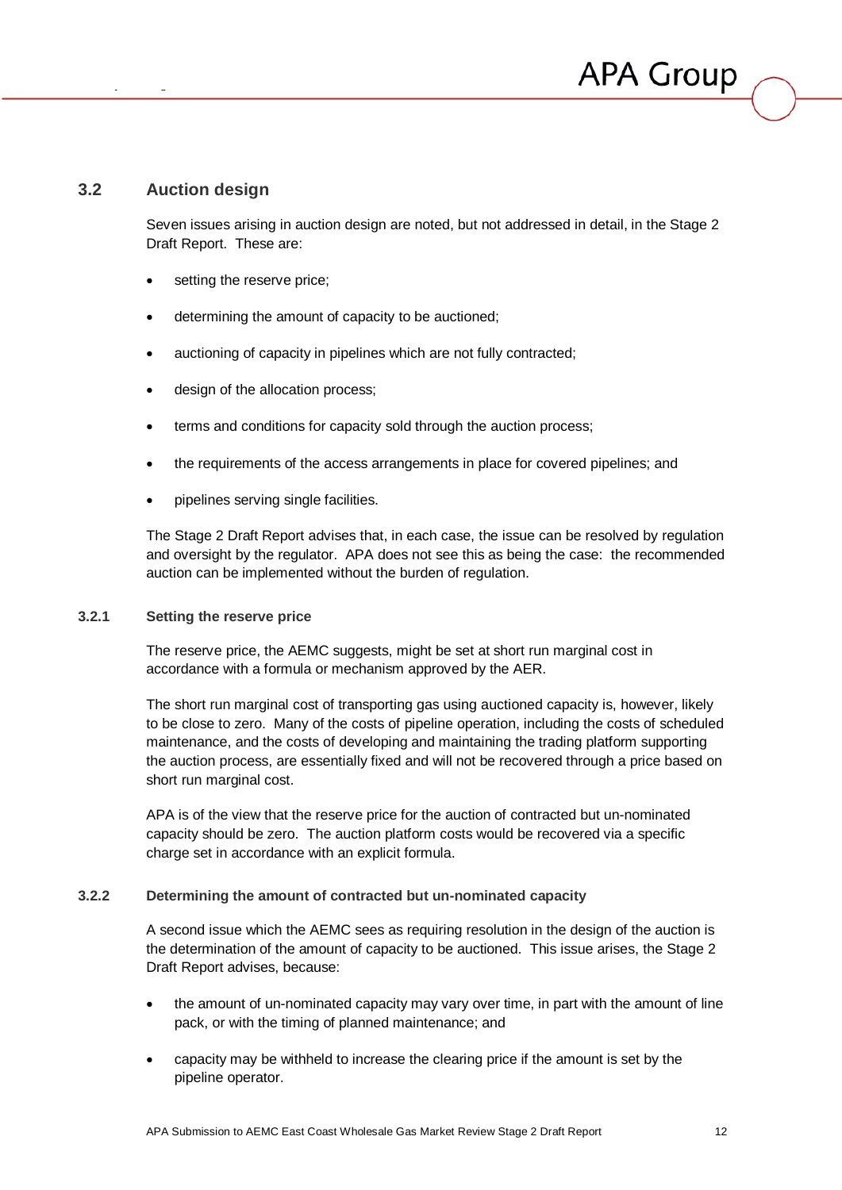## 3.2 Auction design

Seven issues arising in auction design are noted, but not addressed in detail, in the Stage 2 Draft Report. These are:

- setting the reserve price;
- determining the amount of capacity to be auctioned;
- auctioning of capacity in pipelines which are not fully contracted;
- design of the allocation process;
- terms and conditions for capacity sold through the auction process;
- the requirements of the access arrangements in place for covered pipelines; and
- pipelines serving single facilities.

The Stage 2 Draft Report advises that, in each case, the issue can be resolved by regulation and oversight by the regulator. APA does not see this as being the case: the recommended auction can be implemented without the burden of regulation.

### 3.2.1 Setting the reserve price

The reserve price, the AEMC suggests, might be set at short run marginal cost in accordance with a formula or mechanism approved by the AER.

The short run marginal cost of transporting gas using auctioned capacity is, however, likely to be close to zero. Many of the costs of pipeline operation, including the costs of scheduled maintenance, and the costs of developing and maintaining the trading platform supporting the auction process, are essentially fixed and will not be recovered through a price based on short run marginal cost.

APA is of the view that the reserve price for the auction of contracted but un-nominated capacity should be zero. The auction platform costs would be recovered via a specific charge set in accordance with an explicit formula.

### 3.2.2 Determining the amount of contracted but un-nominated capacity

A second issue which the AEMC sees as requiring resolution in the design of the auction is the determination of the amount of capacity to be auctioned. This issue arises, the Stage 2 Draft Report advises, because:

- the amount of un-nominated capacity may vary over time, in part with the amount of line pack, or with the timing of planned maintenance; and
- capacity may be withheld to increase the clearing price if the amount is set by the pipeline operator.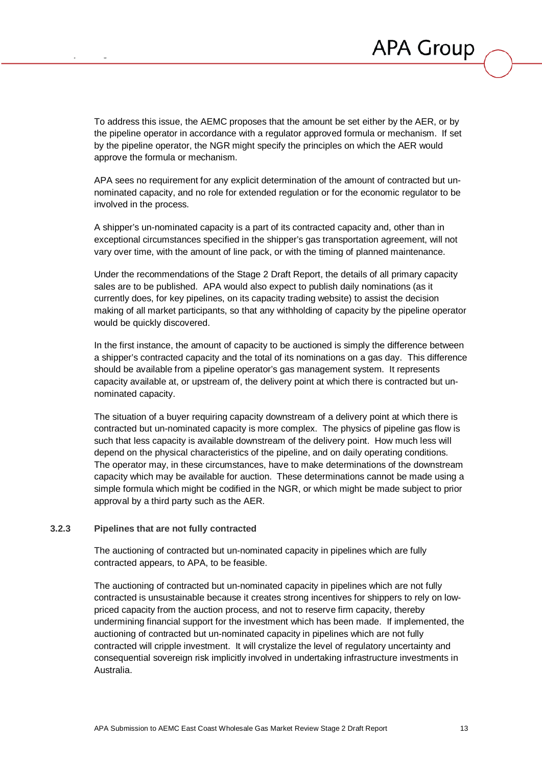To address this issue, the AEMC proposes that the amount be set either by the AER, or by the pipeline operator in accordance with a regulator approved formula or mechanism. If set by the pipeline operator, the NGR might specify the principles on which the AER would approve the formula or mechanism.

APA sees no requirement for any explicit determination of the amount of contracted but un-nominated capacity, and no role for extended regulation or for the economic regulator to be involved in the process.

A shipper's un-nominated capacity is a part of its contracted capacity and, other than in exceptional circumstances specified in the shipper's gas transportation agreement, will not vary over time, with the amount of line pack, or with the timing of planned maintenance.

Under the recommendations of the Stage 2 Draft Report, the details of all primary capacity sales are to be published. APA would also expect to publish daily nominations (as it currently does, for key pipelines, on its capacity trading website) to assist the decision making of all market participants, so that any withholding of capacity by the pipeline operator would be quickly discovered.

In the first instance, the amount of capacity to be auctioned is simply the difference between a shipper's contracted capacity and the total of its nominations on a gas day. This difference should be available from a pipeline operator's gas management system. It represents capacity available at, or upstream of, the delivery point at which there is contracted but un-nominated capacity.

The situation of a buyer requiring capacity downstream of a delivery point at which there is contracted but un-nominated capacity is more complex. The physics of pipeline gas flow is such that less capacity is available downstream of the delivery point. How much less will depend on the physical characteristics of the pipeline, and on daily operating conditions. The operator may, in these circumstances, have to make determinations of the downstream capacity which may be available for auction. These determinations cannot be made using a simple formula which might be codified in the NGR, or which might be made subject to prior approval by a third party such as the AER.

### 3.2.3 Pipelines that are not fully contracted

The auctioning of contracted but un-nominated capacity in pipelines which are fully contracted appears, to APA, to be feasible.

The auctioning of contracted but un-nominated capacity in pipelines which are not fully contracted is unsustainable because it creates strong incentives for shippers to rely on low-priced capacity from the auction process, and not to reserve firm capacity, thereby undermining financial support for the investment which has been made. If implemented, the auctioning of contracted but un-nominated capacity in pipelines which are not fully contracted will cripple investment. It will crystalize the level of regulatory uncertainty and consequential sovereign risk implicitly involved in undertaking infrastructure investments in Australia.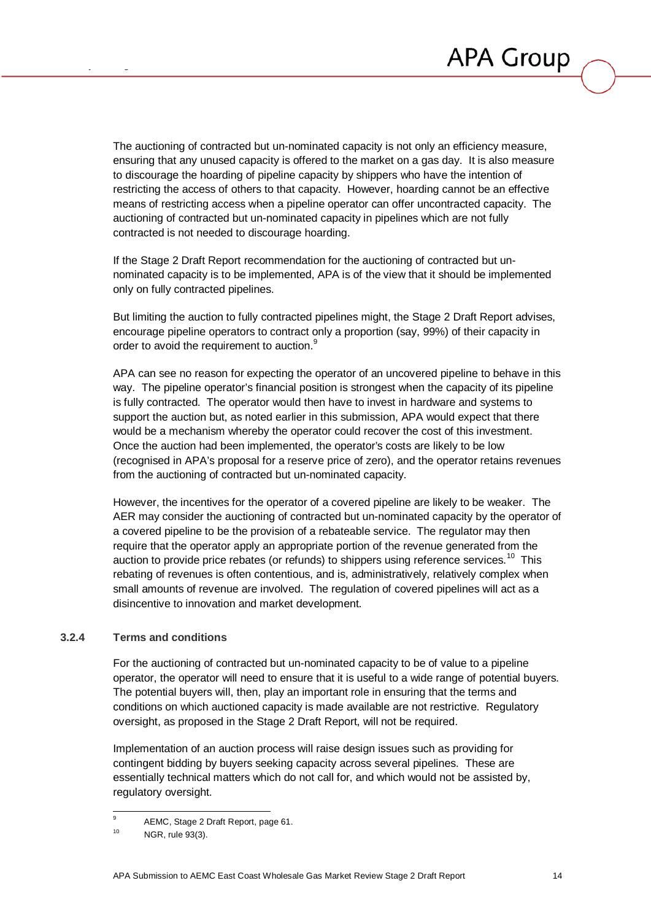The auctioning of contracted but un-nominated capacity is not only an efficiency measure, ensuring that any unused capacity is offered to the market on a gas day. It is also measure to discourage the hoarding of pipeline capacity by shippers who have the intention of restricting the access of others to that capacity. However, hoarding cannot be an effective means of restricting access when a pipeline operator can offer uncontracted capacity. The auctioning of contracted but un-nominated capacity in pipelines which are not fully contracted is not needed to discourage hoarding.

If the Stage 2 Draft Report recommendation for the auctioning of contracted but un-nominated capacity is to be implemented, APA is of the view that it should be implemented only on fully contracted pipelines.

But limiting the auction to fully contracted pipelines might, the Stage 2 Draft Report advises, encourage pipeline operators to contract only a proportion (say, 99%) of their capacity in order to avoid the requirement to auction.[9]

APA can see no reason for expecting the operator of an uncovered pipeline to behave in this way. The pipeline operator's financial position is strongest when the capacity of its pipeline is fully contracted. The operator would then have to invest in hardware and systems to support the auction but, as noted earlier in this submission, APA would expect that there would be a mechanism whereby the operator could recover the cost of this investment. Once the auction had been implemented, the operator's costs are likely to be low (recognised in APA's proposal for a reserve price of zero), and the operator retains revenues from the auctioning of contracted but un-nominated capacity.

However, the incentives for the operator of a covered pipeline are likely to be weaker. The AER may consider the auctioning of contracted but un-nominated capacity by the operator of a covered pipeline to be the provision of a rebateable service. The regulator may then require that the operator apply an appropriate portion of the revenue generated from the auction to provide price rebates (or refunds) to shippers using reference services.[10] This rebating of revenues is often contentious, and is, administratively, relatively complex when small amounts of revenue are involved. The regulation of covered pipelines will act as a disincentive to innovation and market development.

### 3.2.4 Terms and conditions

For the auctioning of contracted but un-nominated capacity to be of value to a pipeline operator, the operator will need to ensure that it is useful to a wide range of potential buyers. The potential buyers will, then, play an important role in ensuring that the terms and conditions on which auctioned capacity is made available are not restrictive. Regulatory oversight, as proposed in the Stage 2 Draft Report, will not be required.

Implementation of an auction process will raise design issues such as providing for contingent bidding by buyers seeking capacity across several pipelines. These are essentially technical matters which do not call for, and which would not be assisted by, regulatory oversight.

---

[9] AEMC, Stage 2 Draft Report, page 61.

[10] NGR, rule 93(3).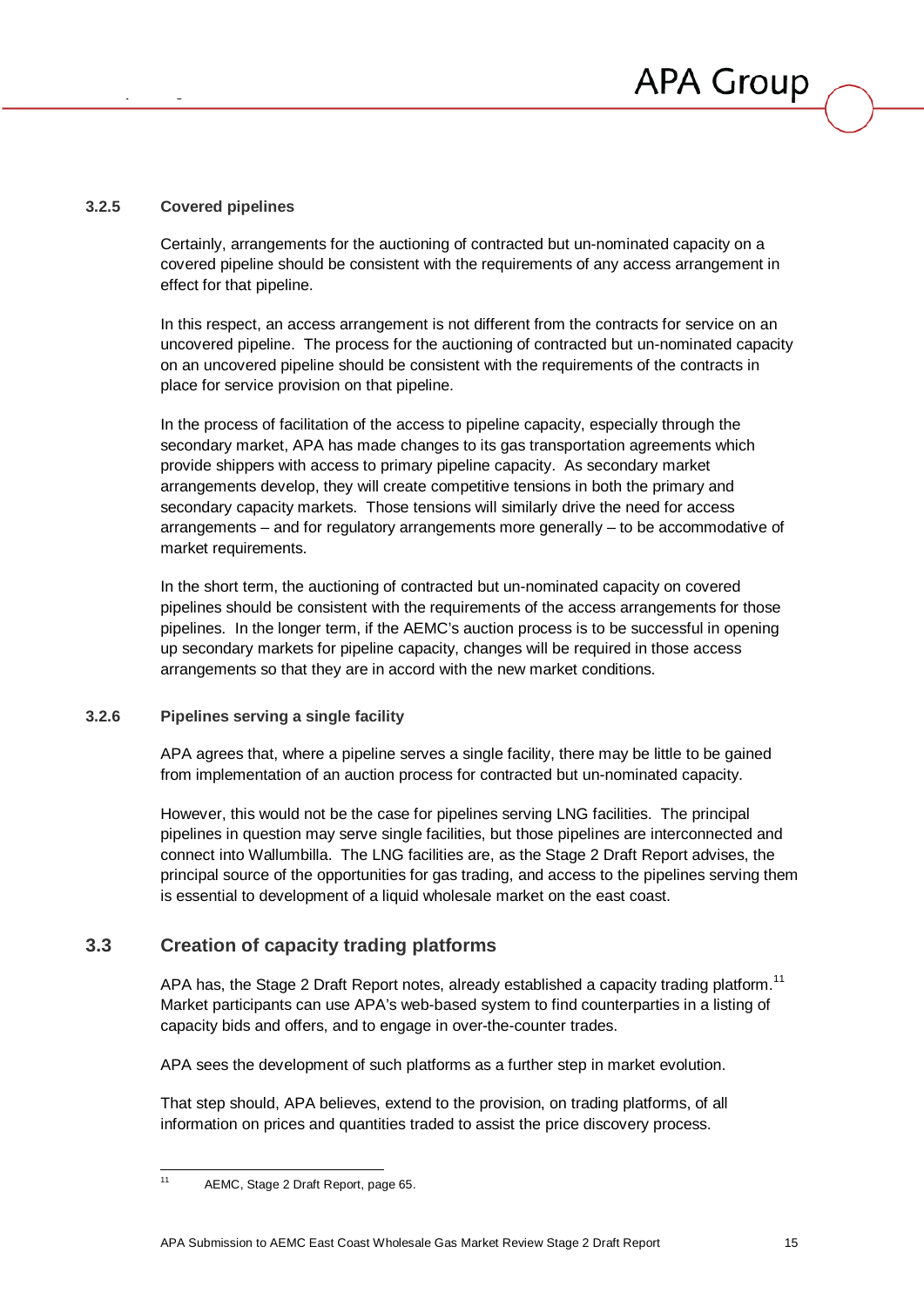#### 3.2.5 Covered pipelines

Certainly, arrangements for the auctioning of contracted but un-nominated capacity on a covered pipeline should be consistent with the requirements of any access arrangement in effect for that pipeline.

In this respect, an access arrangement is not different from the contracts for service on an uncovered pipeline. The process for the auctioning of contracted but un-nominated capacity on an uncovered pipeline should be consistent with the requirements of the contracts in place for service provision on that pipeline.

In the process of facilitation of the access to pipeline capacity, especially through the secondary market, APA has made changes to its gas transportation agreements which provide shippers with access to primary pipeline capacity. As secondary market arrangements develop, they will create competitive tensions in both the primary and secondary capacity markets. Those tensions will similarly drive the need for access arrangements – and for regulatory arrangements more generally – to be accommodative of market requirements.

In the short term, the auctioning of contracted but un-nominated capacity on covered pipelines should be consistent with the requirements of the access arrangements for those pipelines. In the longer term, if the AEMC's auction process is to be successful in opening up secondary markets for pipeline capacity, changes will be required in those access arrangements so that they are in accord with the new market conditions.

#### 3.2.6 Pipelines serving a single facility

APA agrees that, where a pipeline serves a single facility, there may be little to be gained from implementation of an auction process for contracted but un-nominated capacity.

However, this would not be the case for pipelines serving LNG facilities. The principal pipelines in question may serve single facilities, but those pipelines are interconnected and connect into Wallumbilla. The LNG facilities are, as the Stage 2 Draft Report advises, the principal source of the opportunities for gas trading, and access to the pipelines serving them is essential to development of a liquid wholesale market on the east coast.

### 3.3 Creation of capacity trading platforms

APA has, the Stage 2 Draft Report notes, already established a capacity trading platform.[11] Market participants can use APA's web-based system to find counterparties in a listing of capacity bids and offers, and to engage in over-the-counter trades.

APA sees the development of such platforms as a further step in market evolution.

That step should, APA believes, extend to the provision, on trading platforms, of all information on prices and quantities traded to assist the price discovery process.

---

[11] AEMC, Stage 2 Draft Report, page 65.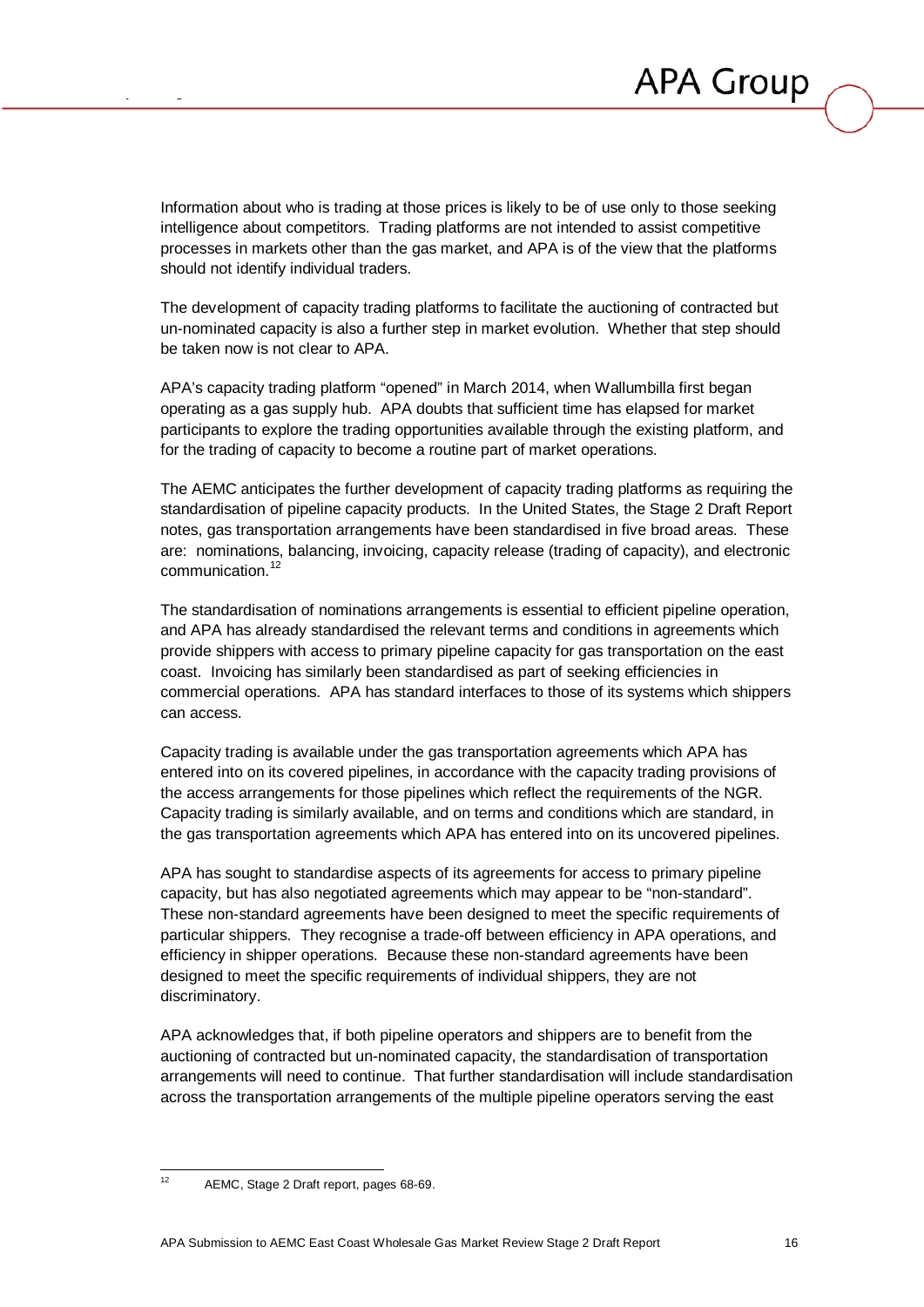Information about who is trading at those prices is likely to be of use only to those seeking intelligence about competitors. Trading platforms are not intended to assist competitive processes in markets other than the gas market, and APA is of the view that the platforms should not identify individual traders.

The development of capacity trading platforms to facilitate the auctioning of contracted but un-nominated capacity is also a further step in market evolution. Whether that step should be taken now is not clear to APA.

APA's capacity trading platform "opened" in March 2014, when Wallumbilla first began operating as a gas supply hub. APA doubts that sufficient time has elapsed for market participants to explore the trading opportunities available through the existing platform, and for the trading of capacity to become a routine part of market operations.

The AEMC anticipates the further development of capacity trading platforms as requiring the standardisation of pipeline capacity products. In the United States, the Stage 2 Draft Report notes, gas transportation arrangements have been standardised in five broad areas. These are: nominations, balancing, invoicing, capacity release (trading of capacity), and electronic communication.[12]

The standardisation of nominations arrangements is essential to efficient pipeline operation, and APA has already standardised the relevant terms and conditions in agreements which provide shippers with access to primary pipeline capacity for gas transportation on the east coast. Invoicing has similarly been standardised as part of seeking efficiencies in commercial operations. APA has standard interfaces to those of its systems which shippers can access.

Capacity trading is available under the gas transportation agreements which APA has entered into on its covered pipelines, in accordance with the capacity trading provisions of the access arrangements for those pipelines which reflect the requirements of the NGR. Capacity trading is similarly available, and on terms and conditions which are standard, in the gas transportation agreements which APA has entered into on its uncovered pipelines.

APA has sought to standardise aspects of its agreements for access to primary pipeline capacity, but has also negotiated agreements which may appear to be "non-standard". These non-standard agreements have been designed to meet the specific requirements of particular shippers. They recognise a trade-off between efficiency in APA operations, and efficiency in shipper operations. Because these non-standard agreements have been designed to meet the specific requirements of individual shippers, they are not discriminatory.

APA acknowledges that, if both pipeline operators and shippers are to benefit from the auctioning of contracted but un-nominated capacity, the standardisation of transportation arrangements will need to continue. That further standardisation will include standardisation across the transportation arrangements of the multiple pipeline operators serving the east

[12] AEMC, Stage 2 Draft report, pages 68-69.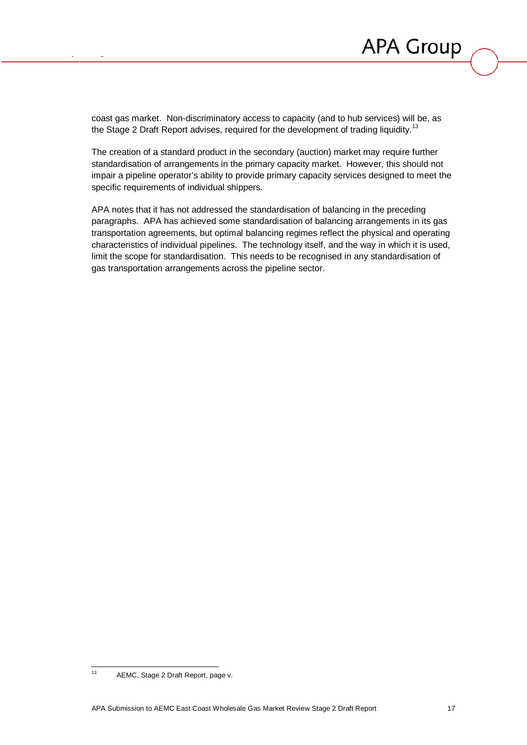coast gas market. Non-discriminatory access to capacity (and to hub services) will be, as the Stage 2 Draft Report advises, required for the development of trading liquidity.[13]

The creation of a standard product in the secondary (auction) market may require further standardisation of arrangements in the primary capacity market. However, this should not impair a pipeline operator's ability to provide primary capacity services designed to meet the specific requirements of individual shippers.

APA notes that it has not addressed the standardisation of balancing in the preceding paragraphs. APA has achieved some standardisation of balancing arrangements in its gas transportation agreements, but optimal balancing regimes reflect the physical and operating characteristics of individual pipelines. The technology itself, and the way in which it is used, limit the scope for standardisation. This needs to be recognised in any standardisation of gas transportation arrangements across the pipeline sector.

---

[13] AEMC, Stage 2 Draft Report, page v.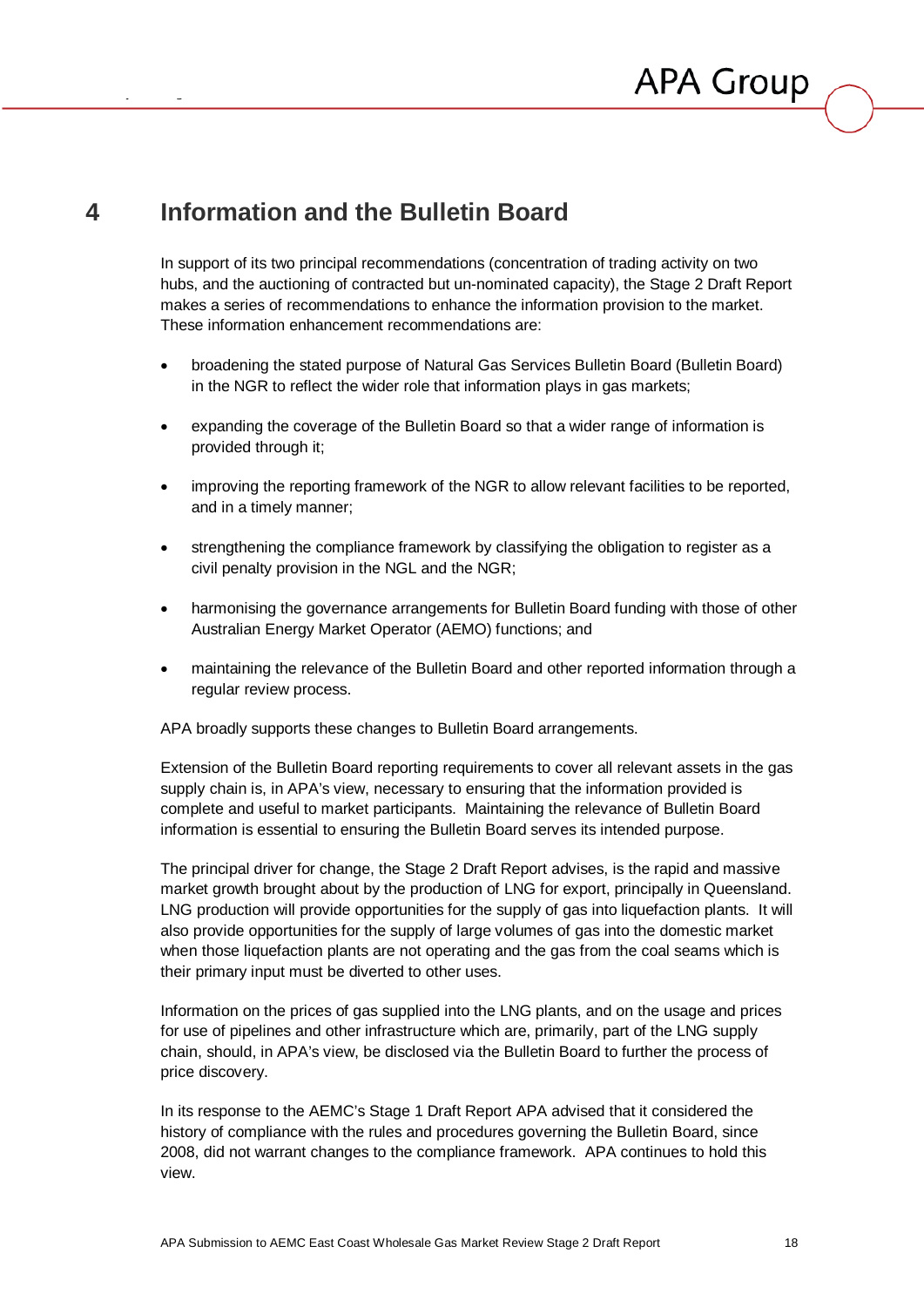# 4 Information and the Bulletin Board

In support of its two principal recommendations (concentration of trading activity on two hubs, and the auctioning of contracted but un-nominated capacity), the Stage 2 Draft Report makes a series of recommendations to enhance the information provision to the market. These information enhancement recommendations are:

- broadening the stated purpose of Natural Gas Services Bulletin Board (Bulletin Board) in the NGR to reflect the wider role that information plays in gas markets;
- expanding the coverage of the Bulletin Board so that a wider range of information is provided through it;
- improving the reporting framework of the NGR to allow relevant facilities to be reported, and in a timely manner;
- strengthening the compliance framework by classifying the obligation to register as a civil penalty provision in the NGL and the NGR;
- harmonising the governance arrangements for Bulletin Board funding with those of other Australian Energy Market Operator (AEMO) functions; and
- maintaining the relevance of the Bulletin Board and other reported information through a regular review process.

APA broadly supports these changes to Bulletin Board arrangements.

Extension of the Bulletin Board reporting requirements to cover all relevant assets in the gas supply chain is, in APA's view, necessary to ensuring that the information provided is complete and useful to market participants. Maintaining the relevance of Bulletin Board information is essential to ensuring the Bulletin Board serves its intended purpose.

The principal driver for change, the Stage 2 Draft Report advises, is the rapid and massive market growth brought about by the production of LNG for export, principally in Queensland. LNG production will provide opportunities for the supply of gas into liquefaction plants. It will also provide opportunities for the supply of large volumes of gas into the domestic market when those liquefaction plants are not operating and the gas from the coal seams which is their primary input must be diverted to other uses.

Information on the prices of gas supplied into the LNG plants, and on the usage and prices for use of pipelines and other infrastructure which are, primarily, part of the LNG supply chain, should, in APA's view, be disclosed via the Bulletin Board to further the process of price discovery.

In its response to the AEMC's Stage 1 Draft Report APA advised that it considered the history of compliance with the rules and procedures governing the Bulletin Board, since 2008, did not warrant changes to the compliance framework. APA continues to hold this view.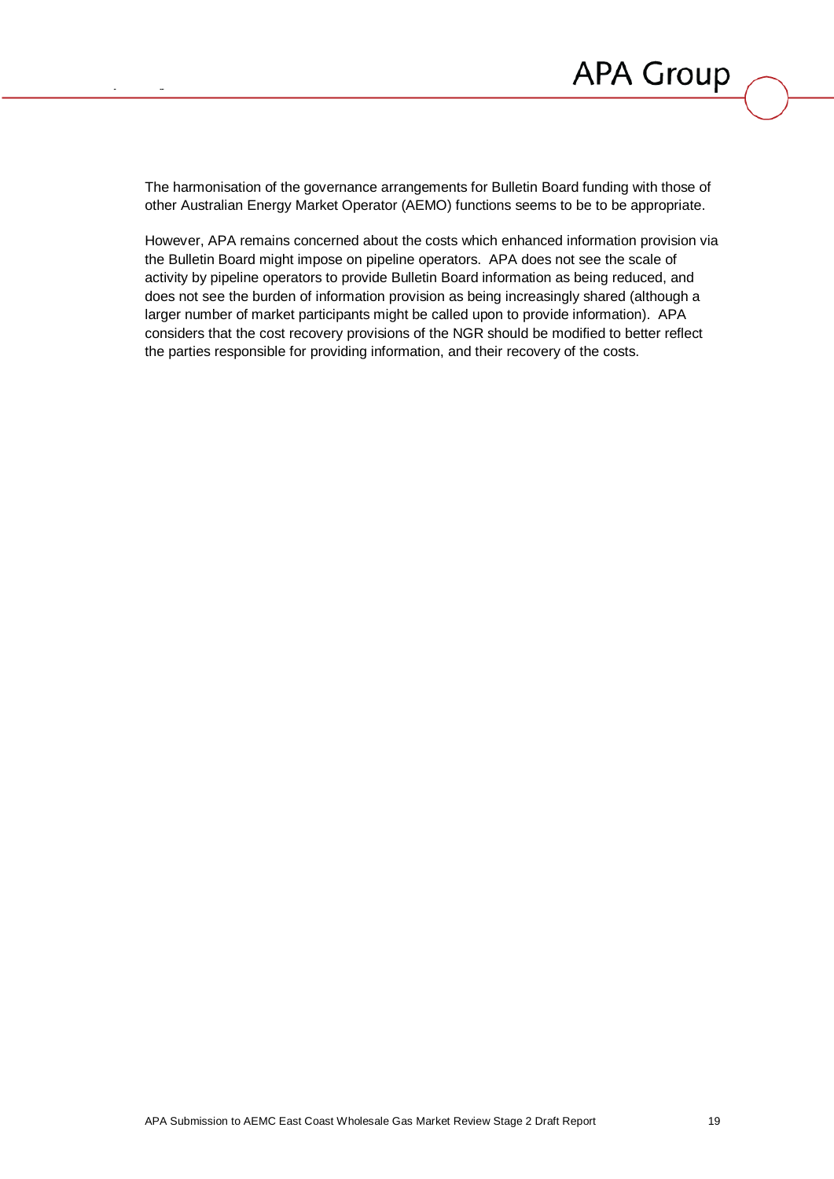The harmonisation of the governance arrangements for Bulletin Board funding with those of other Australian Energy Market Operator (AEMO) functions seems to be to be appropriate.

However, APA remains concerned about the costs which enhanced information provision via the Bulletin Board might impose on pipeline operators. APA does not see the scale of activity by pipeline operators to provide Bulletin Board information as being reduced, and does not see the burden of information provision as being increasingly shared (although a larger number of market participants might be called upon to provide information). APA considers that the cost recovery provisions of the NGR should be modified to better reflect the parties responsible for providing information, and their recovery of the costs.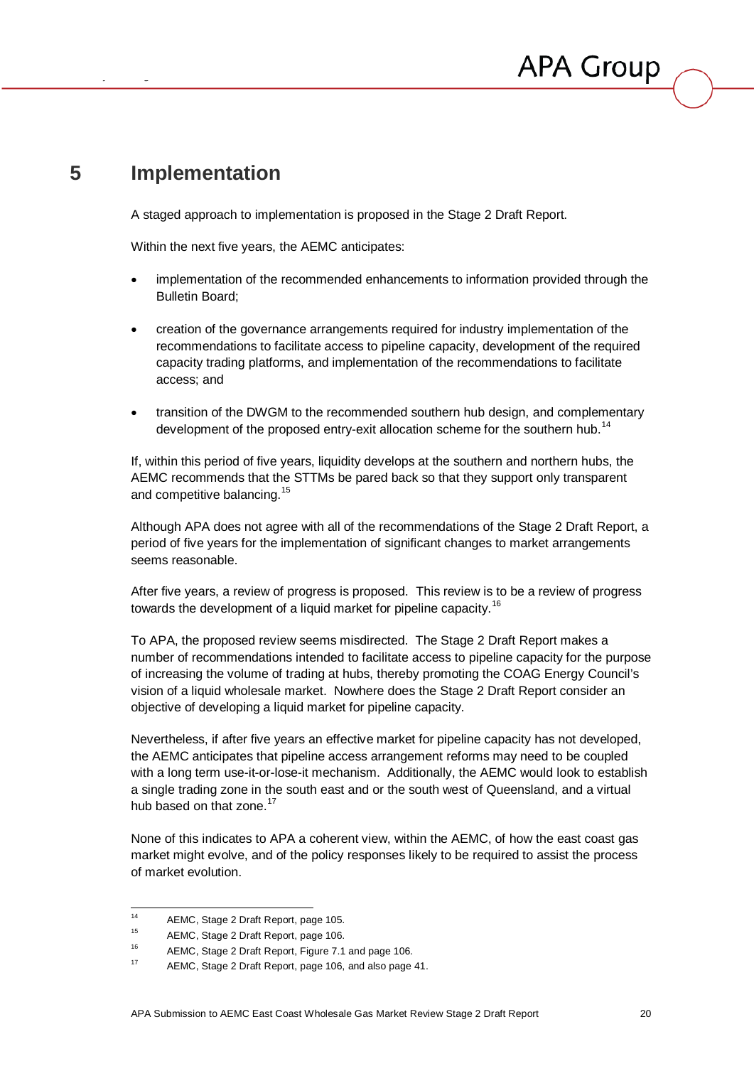# 5 Implementation

A staged approach to implementation is proposed in the Stage 2 Draft Report.

Within the next five years, the AEMC anticipates:

- implementation of the recommended enhancements to information provided through the Bulletin Board;
- creation of the governance arrangements required for industry implementation of the recommendations to facilitate access to pipeline capacity, development of the required capacity trading platforms, and implementation of the recommendations to facilitate access; and
- transition of the DWGM to the recommended southern hub design, and complementary development of the proposed entry-exit allocation scheme for the southern hub.[14]

If, within this period of five years, liquidity develops at the southern and northern hubs, the AEMC recommends that the STTMs be pared back so that they support only transparent and competitive balancing.[15]

Although APA does not agree with all of the recommendations of the Stage 2 Draft Report, a period of five years for the implementation of significant changes to market arrangements seems reasonable.

After five years, a review of progress is proposed. This review is to be a review of progress towards the development of a liquid market for pipeline capacity.[16]

To APA, the proposed review seems misdirected. The Stage 2 Draft Report makes a number of recommendations intended to facilitate access to pipeline capacity for the purpose of increasing the volume of trading at hubs, thereby promoting the COAG Energy Council's vision of a liquid wholesale market. Nowhere does the Stage 2 Draft Report consider an objective of developing a liquid market for pipeline capacity.

Nevertheless, if after five years an effective market for pipeline capacity has not developed, the AEMC anticipates that pipeline access arrangement reforms may need to be coupled with a long term use-it-or-lose-it mechanism. Additionally, the AEMC would look to establish a single trading zone in the south east and or the south west of Queensland, and a virtual hub based on that zone.[17]

None of this indicates to APA a coherent view, within the AEMC, of how the east coast gas market might evolve, and of the policy responses likely to be required to assist the process of market evolution.

---

[14] AEMC, Stage 2 Draft Report, page 105.

[15] AEMC, Stage 2 Draft Report, page 106.

[16] AEMC, Stage 2 Draft Report, Figure 7.1 and page 106.

[17] AEMC, Stage 2 Draft Report, page 106, and also page 41.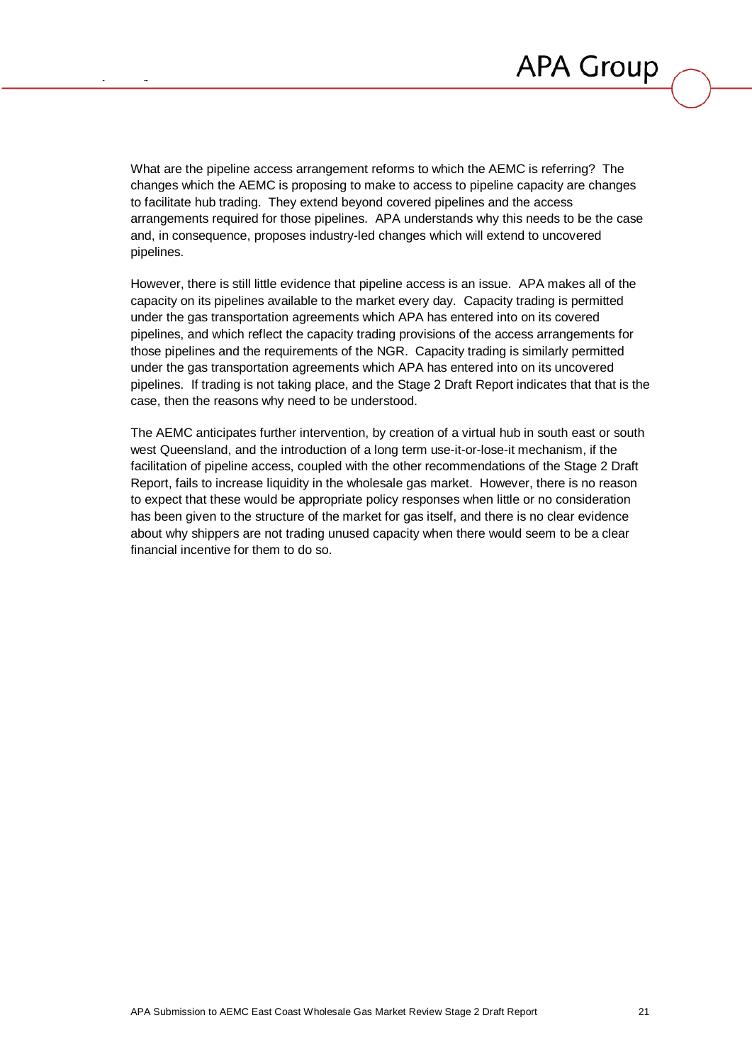What are the pipeline access arrangement reforms to which the AEMC is referring? The changes which the AEMC is proposing to make to access to pipeline capacity are changes to facilitate hub trading. They extend beyond covered pipelines and the access arrangements required for those pipelines. APA understands why this needs to be the case and, in consequence, proposes industry-led changes which will extend to uncovered pipelines.

However, there is still little evidence that pipeline access is an issue. APA makes all of the capacity on its pipelines available to the market every day. Capacity trading is permitted under the gas transportation agreements which APA has entered into on its covered pipelines, and which reflect the capacity trading provisions of the access arrangements for those pipelines and the requirements of the NGR. Capacity trading is similarly permitted under the gas transportation agreements which APA has entered into on its uncovered pipelines. If trading is not taking place, and the Stage 2 Draft Report indicates that that is the case, then the reasons why need to be understood.

The AEMC anticipates further intervention, by creation of a virtual hub in south east or south west Queensland, and the introduction of a long term use-it-or-lose-it mechanism, if the facilitation of pipeline access, coupled with the other recommendations of the Stage 2 Draft Report, fails to increase liquidity in the wholesale gas market. However, there is no reason to expect that these would be appropriate policy responses when little or no consideration has been given to the structure of the market for gas itself, and there is no clear evidence about why shippers are not trading unused capacity when there would seem to be a clear financial incentive for them to do so.